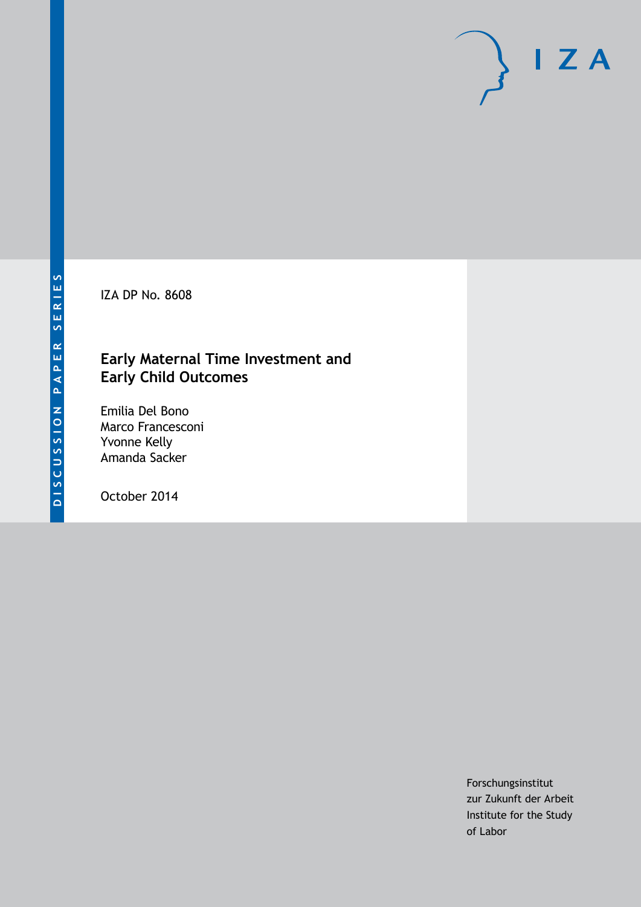DISCUSSION PAPER SERIES

IZA DP No. 8608

# Early Maternal Time Investment and Early Child Outcomes

Emilia Del Bono
Marco Francesconi
Yvonne Kelly
Amanda Sacker

October 2014

Forschungsinstitut
zur Zukunft der Arbeit
Institute for the Study
of Labor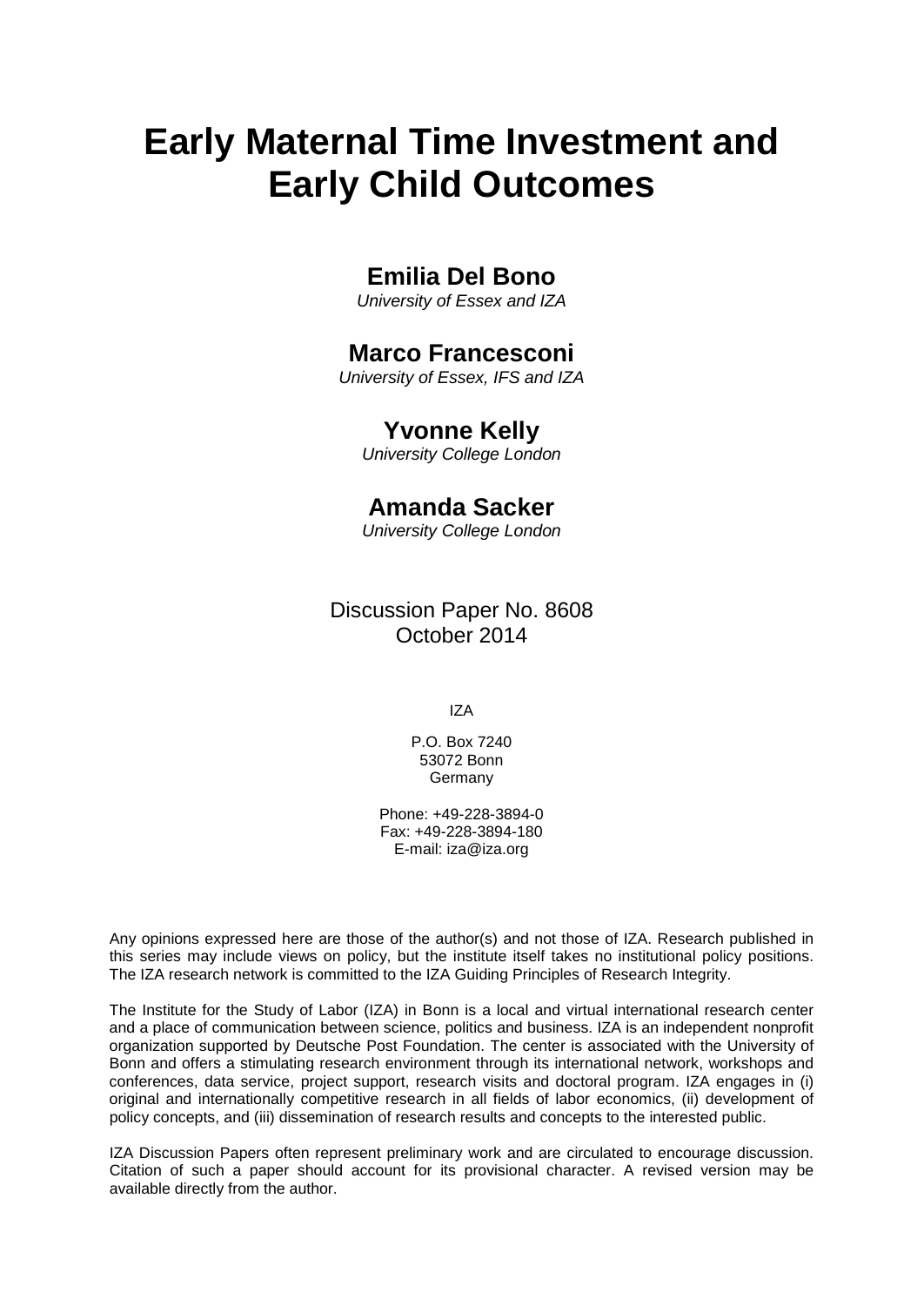# Early Maternal Time Investment and Early Child Outcomes

## Emilia Del Bono

*University of Essex and IZA*

## Marco Francesconi

*University of Essex, IFS and IZA*

## Yvonne Kelly

*University College London*

## Amanda Sacker

*University College London*

Discussion Paper No. 8608
October 2014

IZA

P.O. Box 7240
53072 Bonn
Germany

Phone: +49-228-3894-0
Fax: +49-228-3894-180
E-mail: iza@iza.org

Any opinions expressed here are those of the author(s) and not those of IZA. Research published in this series may include views on policy, but the institute itself takes no institutional policy positions. The IZA research network is committed to the IZA Guiding Principles of Research Integrity.

The Institute for the Study of Labor (IZA) in Bonn is a local and virtual international research center and a place of communication between science, politics and business. IZA is an independent nonprofit organization supported by Deutsche Post Foundation. The center is associated with the University of Bonn and offers a stimulating research environment through its international network, workshops and conferences, data service, project support, research visits and doctoral program. IZA engages in (i) original and internationally competitive research in all fields of labor economics, (ii) development of policy concepts, and (iii) dissemination of research results and concepts to the interested public.

IZA Discussion Papers often represent preliminary work and are circulated to encourage discussion. Citation of such a paper should account for its provisional character. A revised version may be available directly from the author.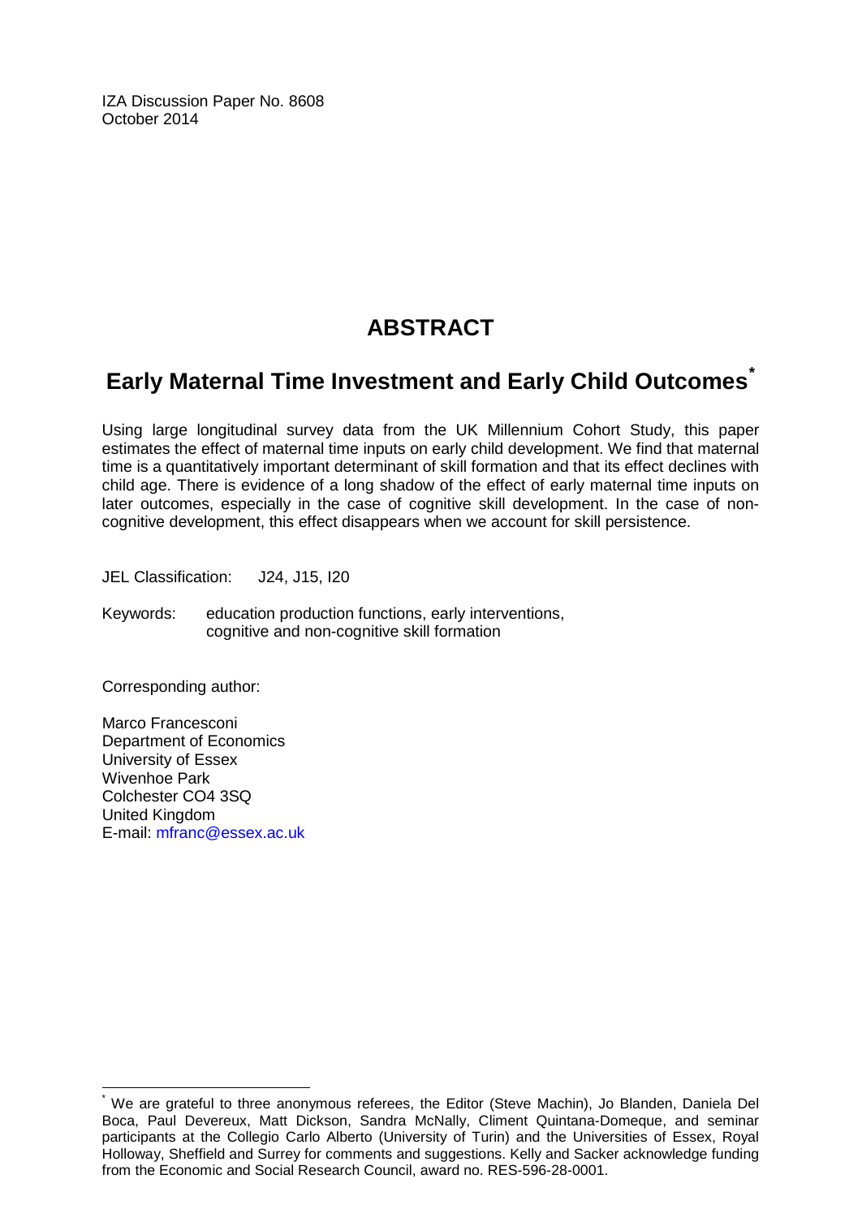IZA Discussion Paper No. 8608
October 2014

# ABSTRACT

## Early Maternal Time Investment and Early Child Outcomes*

Using large longitudinal survey data from the UK Millennium Cohort Study, this paper estimates the effect of maternal time inputs on early child development. We find that maternal time is a quantitatively important determinant of skill formation and that its effect declines with child age. There is evidence of a long shadow of the effect of early maternal time inputs on later outcomes, especially in the case of cognitive skill development. In the case of non-cognitive development, this effect disappears when we account for skill persistence.

JEL Classification: J24, J15, I20

Keywords: education production functions, early interventions, cognitive and non-cognitive skill formation

Corresponding author:

Marco Francesconi
Department of Economics
University of Essex
Wivenhoe Park
Colchester CO4 3SQ
United Kingdom
E-mail: mfranc@essex.ac.uk

---

* We are grateful to three anonymous referees, the Editor (Steve Machin), Jo Blanden, Daniela Del Boca, Paul Devereux, Matt Dickson, Sandra McNally, Climent Quintana-Domeque, and seminar participants at the Collegio Carlo Alberto (University of Turin) and the Universities of Essex, Royal Holloway, Sheffield and Surrey for comments and suggestions. Kelly and Sacker acknowledge funding from the Economic and Social Research Council, award no. RES-596-28-0001.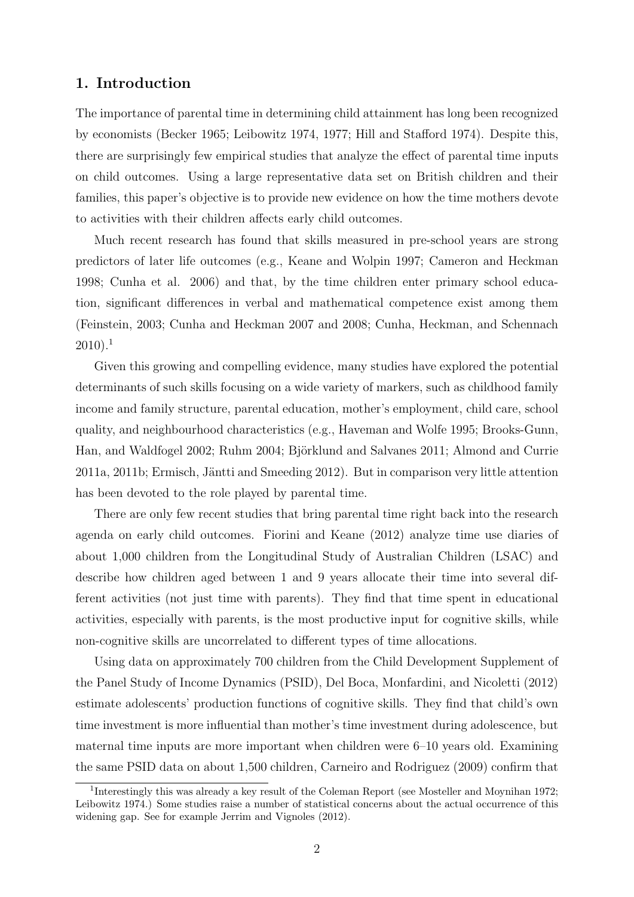## 1. Introduction

The importance of parental time in determining child attainment has long been recognized by economists (Becker 1965; Leibowitz 1974, 1977; Hill and Stafford 1974). Despite this, there are surprisingly few empirical studies that analyze the effect of parental time inputs on child outcomes. Using a large representative data set on British children and their families, this paper's objective is to provide new evidence on how the time mothers devote to activities with their children affects early child outcomes.

Much recent research has found that skills measured in pre-school years are strong predictors of later life outcomes (e.g., Keane and Wolpin 1997; Cameron and Heckman 1998; Cunha et al. 2006) and that, by the time children enter primary school education, significant differences in verbal and mathematical competence exist among them (Feinstein, 2003; Cunha and Heckman 2007 and 2008; Cunha, Heckman, and Schennach 2010).[1]

Given this growing and compelling evidence, many studies have explored the potential determinants of such skills focusing on a wide variety of markers, such as childhood family income and family structure, parental education, mother's employment, child care, school quality, and neighbourhood characteristics (e.g., Haveman and Wolfe 1995; Brooks-Gunn, Han, and Waldfogel 2002; Ruhm 2004; Björklund and Salvanes 2011; Almond and Currie 2011a, 2011b; Ermisch, Jäntti and Smeeding 2012). But in comparison very little attention has been devoted to the role played by parental time.

There are only few recent studies that bring parental time right back into the research agenda on early child outcomes. Fiorini and Keane (2012) analyze time use diaries of about 1,000 children from the Longitudinal Study of Australian Children (LSAC) and describe how children aged between 1 and 9 years allocate their time into several different activities (not just time with parents). They find that time spent in educational activities, especially with parents, is the most productive input for cognitive skills, while non-cognitive skills are uncorrelated to different types of time allocations.

Using data on approximately 700 children from the Child Development Supplement of the Panel Study of Income Dynamics (PSID), Del Boca, Monfardini, and Nicoletti (2012) estimate adolescents' production functions of cognitive skills. They find that child's own time investment is more influential than mother's time investment during adolescence, but maternal time inputs are more important when children were 6–10 years old. Examining the same PSID data on about 1,500 children, Carneiro and Rodriguez (2009) confirm that

[1] Interestingly this was already a key result of the Coleman Report (see Mosteller and Moynihan 1972; Leibowitz 1974.) Some studies raise a number of statistical concerns about the actual occurrence of this widening gap. See for example Jerrim and Vignoles (2012).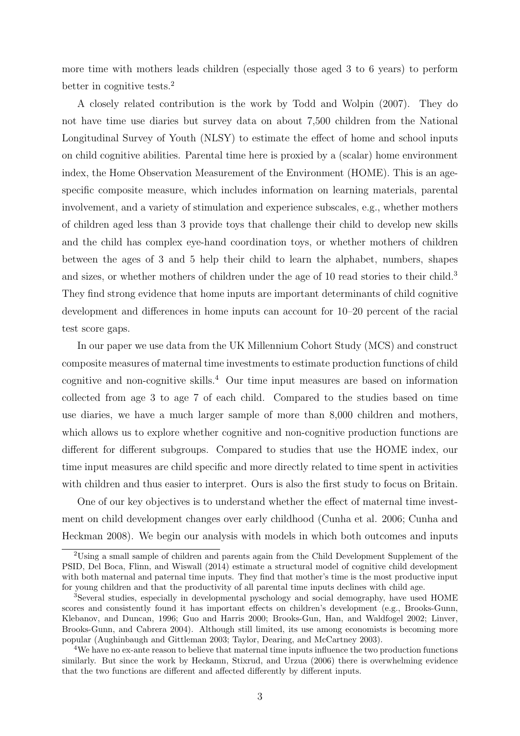more time with mothers leads children (especially those aged 3 to 6 years) to perform better in cognitive tests.[2]

A closely related contribution is the work by Todd and Wolpin (2007). They do not have time use diaries but survey data on about 7,500 children from the National Longitudinal Survey of Youth (NLSY) to estimate the effect of home and school inputs on child cognitive abilities. Parental time here is proxied by a (scalar) home environment index, the Home Observation Measurement of the Environment (HOME). This is an age-specific composite measure, which includes information on learning materials, parental involvement, and a variety of stimulation and experience subscales, e.g., whether mothers of children aged less than 3 provide toys that challenge their child to develop new skills and the child has complex eye-hand coordination toys, or whether mothers of children between the ages of 3 and 5 help their child to learn the alphabet, numbers, shapes and sizes, or whether mothers of children under the age of 10 read stories to their child.[3] They find strong evidence that home inputs are important determinants of child cognitive development and differences in home inputs can account for 10–20 percent of the racial test score gaps.

In our paper we use data from the UK Millennium Cohort Study (MCS) and construct composite measures of maternal time investments to estimate production functions of child cognitive and non-cognitive skills.[4] Our time input measures are based on information collected from age 3 to age 7 of each child. Compared to the studies based on time use diaries, we have a much larger sample of more than 8,000 children and mothers, which allows us to explore whether cognitive and non-cognitive production functions are different for different subgroups. Compared to studies that use the HOME index, our time input measures are child specific and more directly related to time spent in activities with children and thus easier to interpret. Ours is also the first study to focus on Britain.

One of our key objectives is to understand whether the effect of maternal time investment on child development changes over early childhood (Cunha et al. 2006; Cunha and Heckman 2008). We begin our analysis with models in which both outcomes and inputs

[2]Using a small sample of children and parents again from the Child Development Supplement of the PSID, Del Boca, Flinn, and Wiswall (2014) estimate a structural model of cognitive child development with both maternal and paternal time inputs. They find that mother's time is the most productive input for young children and that the productivity of all parental time inputs declines with child age.

[3]Several studies, especially in developmental pyschology and social demography, have used HOME scores and consistently found it has important effects on children's development (e.g., Brooks-Gunn, Klebanov, and Duncan, 1996; Guo and Harris 2000; Brooks-Gun, Han, and Waldfogel 2002; Linver, Brooks-Gunn, and Cabrera 2004). Although still limited, its use among economists is becoming more popular (Aughinbaugh and Gittleman 2003; Taylor, Dearing, and McCartney 2003).

[4]We have no ex-ante reason to believe that maternal time inputs influence the two production functions similarly. But since the work by Heckamn, Stixrud, and Urzua (2006) there is overwhelming evidence that the two functions are different and affected differently by different inputs.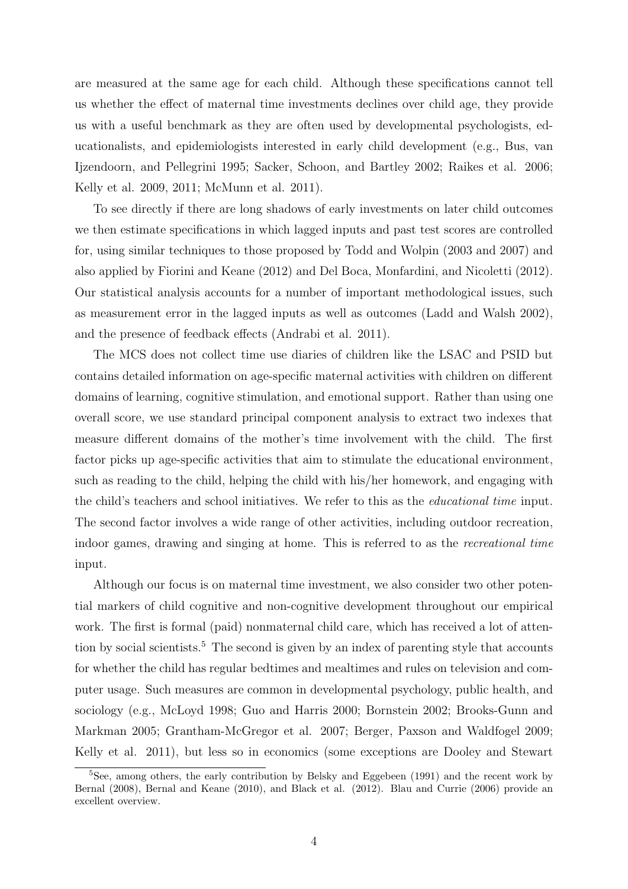are measured at the same age for each child. Although these specifications cannot tell us whether the effect of maternal time investments declines over child age, they provide us with a useful benchmark as they are often used by developmental psychologists, educationalists, and epidemiologists interested in early child development (e.g., Bus, van Ijzendoorn, and Pellegrini 1995; Sacker, Schoon, and Bartley 2002; Raikes et al. 2006; Kelly et al. 2009, 2011; McMunn et al. 2011).

To see directly if there are long shadows of early investments on later child outcomes we then estimate specifications in which lagged inputs and past test scores are controlled for, using similar techniques to those proposed by Todd and Wolpin (2003 and 2007) and also applied by Fiorini and Keane (2012) and Del Boca, Monfardini, and Nicoletti (2012). Our statistical analysis accounts for a number of important methodological issues, such as measurement error in the lagged inputs as well as outcomes (Ladd and Walsh 2002), and the presence of feedback effects (Andrabi et al. 2011).

The MCS does not collect time use diaries of children like the LSAC and PSID but contains detailed information on age-specific maternal activities with children on different domains of learning, cognitive stimulation, and emotional support. Rather than using one overall score, we use standard principal component analysis to extract two indexes that measure different domains of the mother's time involvement with the child. The first factor picks up age-specific activities that aim to stimulate the educational environment, such as reading to the child, helping the child with his/her homework, and engaging with the child's teachers and school initiatives. We refer to this as the *educational time* input. The second factor involves a wide range of other activities, including outdoor recreation, indoor games, drawing and singing at home. This is referred to as the *recreational time* input.

Although our focus is on maternal time investment, we also consider two other potential markers of child cognitive and non-cognitive development throughout our empirical work. The first is formal (paid) nonmaternal child care, which has received a lot of attention by social scientists.[5] The second is given by an index of parenting style that accounts for whether the child has regular bedtimes and mealtimes and rules on television and computer usage. Such measures are common in developmental psychology, public health, and sociology (e.g., McLoyd 1998; Guo and Harris 2000; Bornstein 2002; Brooks-Gunn and Markman 2005; Grantham-McGregor et al. 2007; Berger, Paxson and Waldfogel 2009; Kelly et al. 2011), but less so in economics (some exceptions are Dooley and Stewart

[5] See, among others, the early contribution by Belsky and Eggebeen (1991) and the recent work by Bernal (2008), Bernal and Keane (2010), and Black et al. (2012). Blau and Currie (2006) provide an excellent overview.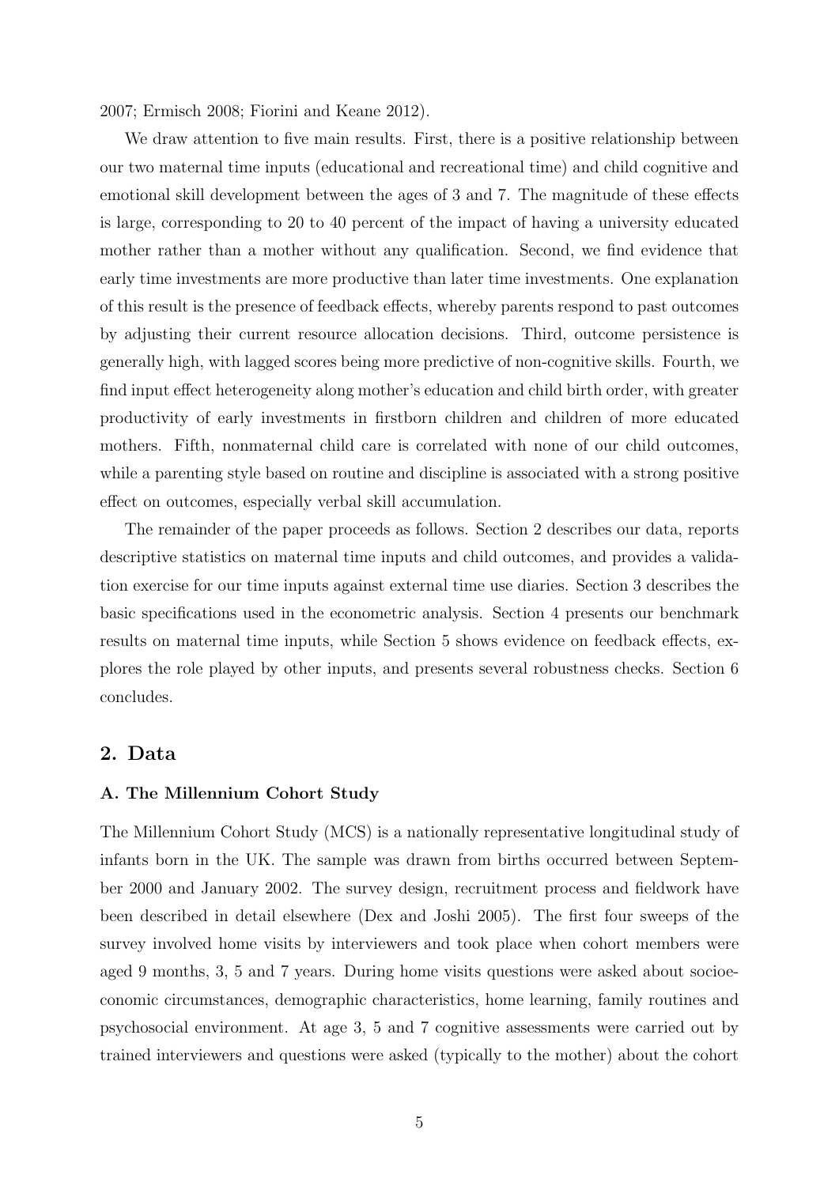2007; Ermisch 2008; Fiorini and Keane 2012).

We draw attention to five main results. First, there is a positive relationship between our two maternal time inputs (educational and recreational time) and child cognitive and emotional skill development between the ages of 3 and 7. The magnitude of these effects is large, corresponding to 20 to 40 percent of the impact of having a university educated mother rather than a mother without any qualification. Second, we find evidence that early time investments are more productive than later time investments. One explanation of this result is the presence of feedback effects, whereby parents respond to past outcomes by adjusting their current resource allocation decisions. Third, outcome persistence is generally high, with lagged scores being more predictive of non-cognitive skills. Fourth, we find input effect heterogeneity along mother's education and child birth order, with greater productivity of early investments in firstborn children and children of more educated mothers. Fifth, nonmaternal child care is correlated with none of our child outcomes, while a parenting style based on routine and discipline is associated with a strong positive effect on outcomes, especially verbal skill accumulation.

The remainder of the paper proceeds as follows. Section 2 describes our data, reports descriptive statistics on maternal time inputs and child outcomes, and provides a validation exercise for our time inputs against external time use diaries. Section 3 describes the basic specifications used in the econometric analysis. Section 4 presents our benchmark results on maternal time inputs, while Section 5 shows evidence on feedback effects, explores the role played by other inputs, and presents several robustness checks. Section 6 concludes.

## 2. Data

### A. The Millennium Cohort Study

The Millennium Cohort Study (MCS) is a nationally representative longitudinal study of infants born in the UK. The sample was drawn from births occurred between September 2000 and January 2002. The survey design, recruitment process and fieldwork have been described in detail elsewhere (Dex and Joshi 2005). The first four sweeps of the survey involved home visits by interviewers and took place when cohort members were aged 9 months, 3, 5 and 7 years. During home visits questions were asked about socioeconomic circumstances, demographic characteristics, home learning, family routines and psychosocial environment. At age 3, 5 and 7 cognitive assessments were carried out by trained interviewers and questions were asked (typically to the mother) about the cohort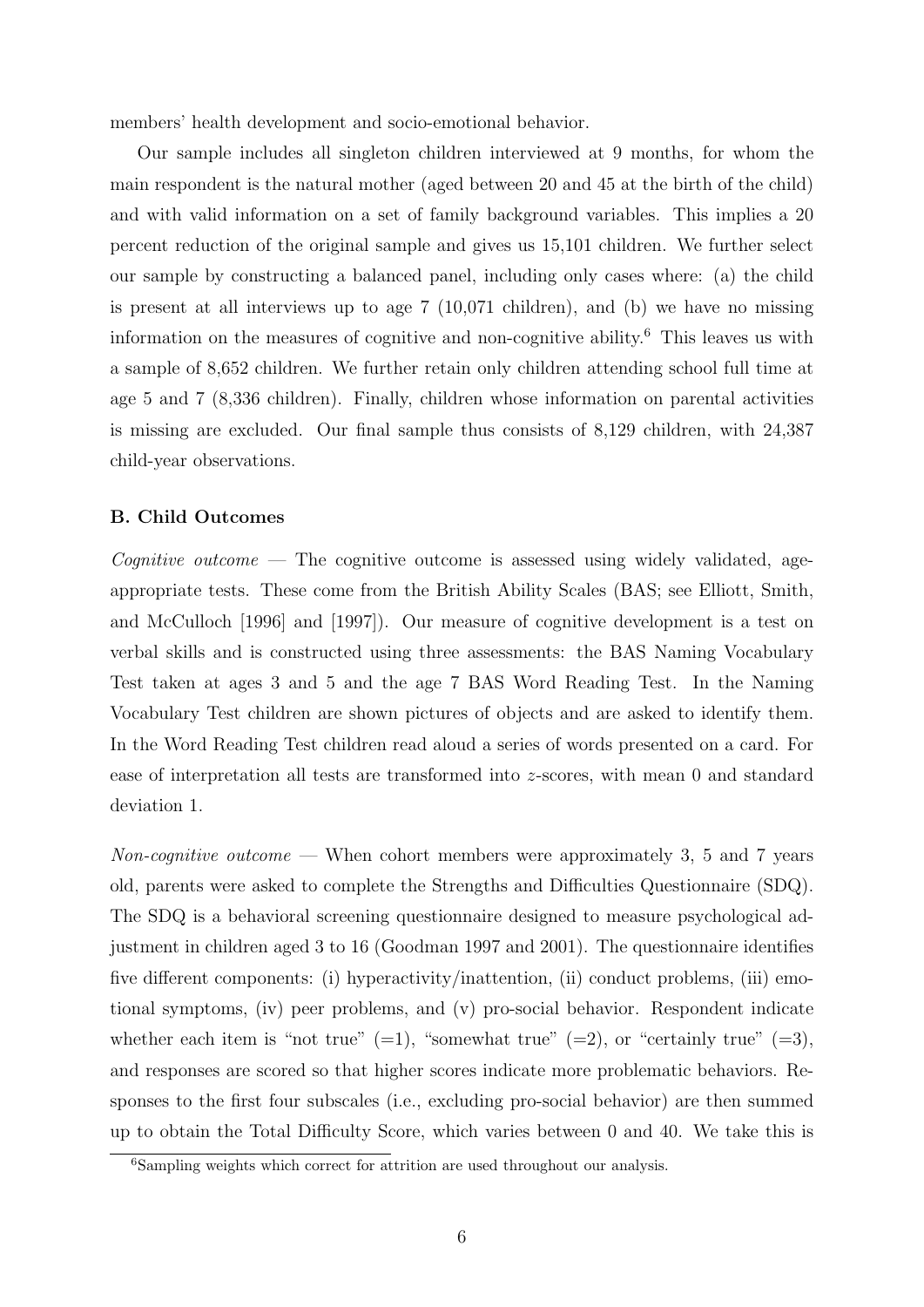members' health development and socio-emotional behavior.

Our sample includes all singleton children interviewed at 9 months, for whom the main respondent is the natural mother (aged between 20 and 45 at the birth of the child) and with valid information on a set of family background variables. This implies a 20 percent reduction of the original sample and gives us 15,101 children. We further select our sample by constructing a balanced panel, including only cases where: (a) the child is present at all interviews up to age 7 (10,071 children), and (b) we have no missing information on the measures of cognitive and non-cognitive ability.[6] This leaves us with a sample of 8,652 children. We further retain only children attending school full time at age 5 and 7 (8,336 children). Finally, children whose information on parental activities is missing are excluded. Our final sample thus consists of 8,129 children, with 24,387 child-year observations.

### B. Child Outcomes

*Cognitive outcome* — The cognitive outcome is assessed using widely validated, age-appropriate tests. These come from the British Ability Scales (BAS; see Elliott, Smith, and McCulloch [1996] and [1997]). Our measure of cognitive development is a test on verbal skills and is constructed using three assessments: the BAS Naming Vocabulary Test taken at ages 3 and 5 and the age 7 BAS Word Reading Test. In the Naming Vocabulary Test children are shown pictures of objects and are asked to identify them. In the Word Reading Test children read aloud a series of words presented on a card. For ease of interpretation all tests are transformed into $z$-scores, with mean 0 and standard deviation 1.

*Non-cognitive outcome* — When cohort members were approximately 3, 5 and 7 years old, parents were asked to complete the Strengths and Difficulties Questionnaire (SDQ). The SDQ is a behavioral screening questionnaire designed to measure psychological adjustment in children aged 3 to 16 (Goodman 1997 and 2001). The questionnaire identifies five different components: (i) hyperactivity/inattention, (ii) conduct problems, (iii) emotional symptoms, (iv) peer problems, and (v) pro-social behavior. Respondent indicate whether each item is "not true" (=1), "somewhat true" (=2), or "certainly true" (=3), and responses are scored so that higher scores indicate more problematic behaviors. Responses to the first four subscales (i.e., excluding pro-social behavior) are then summed up to obtain the Total Difficulty Score, which varies between 0 and 40. We take this is

[6] Sampling weights which correct for attrition are used throughout our analysis.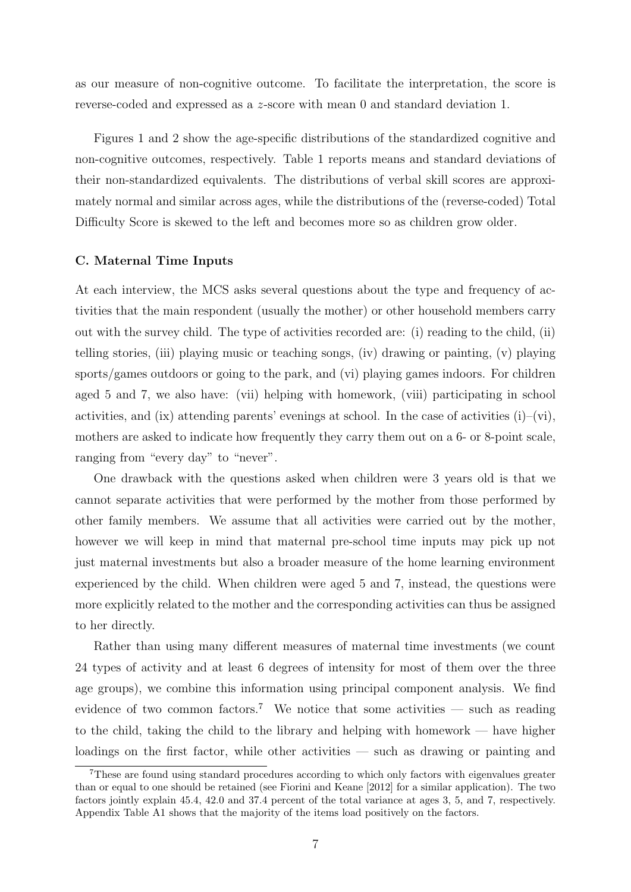as our measure of non-cognitive outcome. To facilitate the interpretation, the score is reverse-coded and expressed as a $z$-score with mean 0 and standard deviation 1.

Figures 1 and 2 show the age-specific distributions of the standardized cognitive and non-cognitive outcomes, respectively. Table 1 reports means and standard deviations of their non-standardized equivalents. The distributions of verbal skill scores are approximately normal and similar across ages, while the distributions of the (reverse-coded) Total Difficulty Score is skewed to the left and becomes more so as children grow older.

### C. Maternal Time Inputs

At each interview, the MCS asks several questions about the type and frequency of activities that the main respondent (usually the mother) or other household members carry out with the survey child. The type of activities recorded are: (i) reading to the child, (ii) telling stories, (iii) playing music or teaching songs, (iv) drawing or painting, (v) playing sports/games outdoors or going to the park, and (vi) playing games indoors. For children aged 5 and 7, we also have: (vii) helping with homework, (viii) participating in school activities, and (ix) attending parents' evenings at school. In the case of activities (i)–(vi), mothers are asked to indicate how frequently they carry them out on a 6- or 8-point scale, ranging from "every day" to "never".

One drawback with the questions asked when children were 3 years old is that we cannot separate activities that were performed by the mother from those performed by other family members. We assume that all activities were carried out by the mother, however we will keep in mind that maternal pre-school time inputs may pick up not just maternal investments but also a broader measure of the home learning environment experienced by the child. When children were aged 5 and 7, instead, the questions were more explicitly related to the mother and the corresponding activities can thus be assigned to her directly.

Rather than using many different measures of maternal time investments (we count 24 types of activity and at least 6 degrees of intensity for most of them over the three age groups), we combine this information using principal component analysis. We find evidence of two common factors.[7] We notice that some activities — such as reading to the child, taking the child to the library and helping with homework — have higher loadings on the first factor, while other activities — such as drawing or painting and

[7] These are found using standard procedures according to which only factors with eigenvalues greater than or equal to one should be retained (see Fiorini and Keane [2012] for a similar application). The two factors jointly explain 45.4, 42.0 and 37.4 percent of the total variance at ages 3, 5, and 7, respectively. Appendix Table A1 shows that the majority of the items load positively on the factors.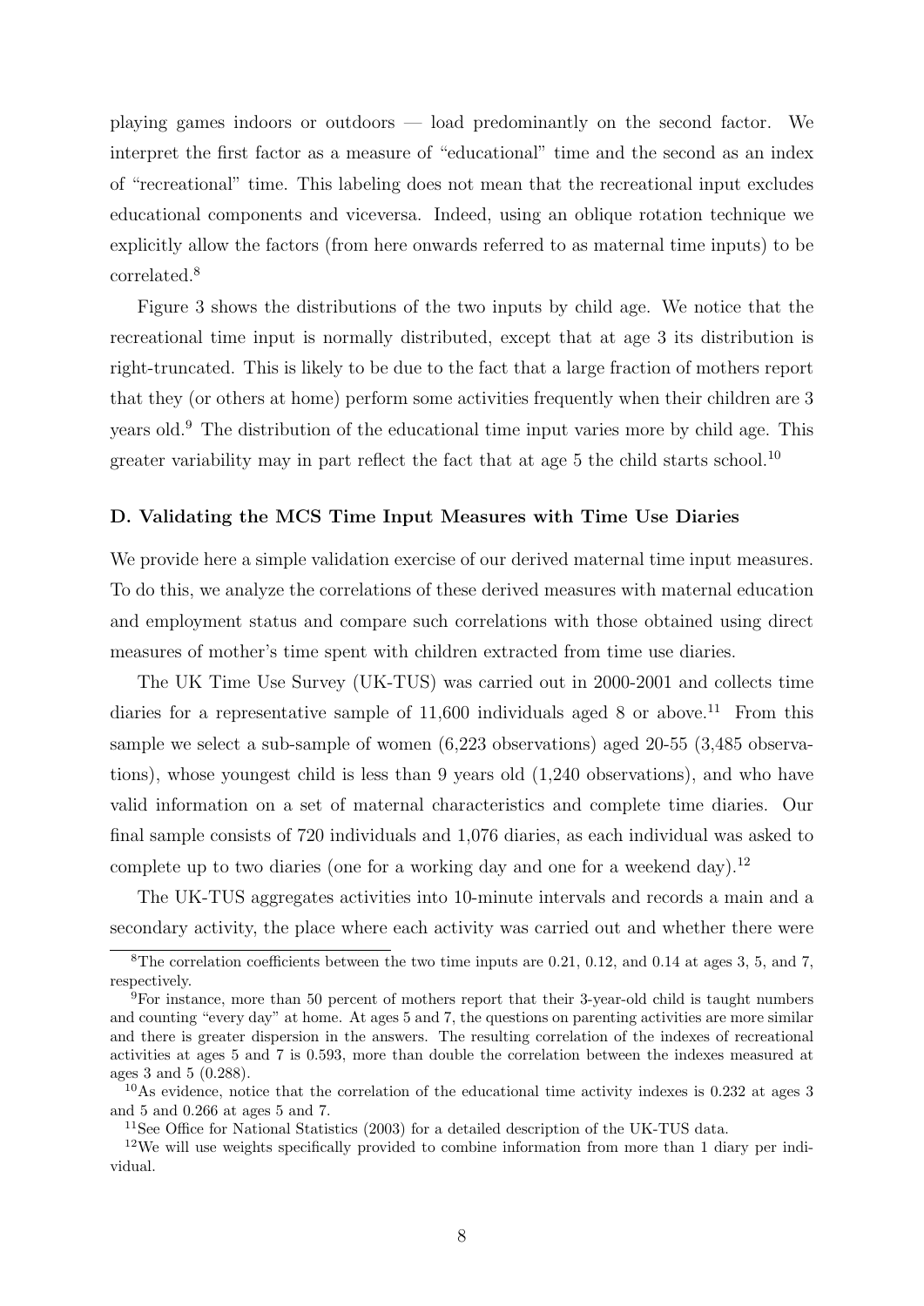playing games indoors or outdoors — load predominantly on the second factor. We interpret the first factor as a measure of "educational" time and the second as an index of "recreational" time. This labeling does not mean that the recreational input excludes educational components and viceversa. Indeed, using an oblique rotation technique we explicitly allow the factors (from here onwards referred to as maternal time inputs) to be correlated.[8]

Figure 3 shows the distributions of the two inputs by child age. We notice that the recreational time input is normally distributed, except that at age 3 its distribution is right-truncated. This is likely to be due to the fact that a large fraction of mothers report that they (or others at home) perform some activities frequently when their children are 3 years old.[9] The distribution of the educational time input varies more by child age. This greater variability may in part reflect the fact that at age 5 the child starts school.[10]

### D. Validating the MCS Time Input Measures with Time Use Diaries

We provide here a simple validation exercise of our derived maternal time input measures. To do this, we analyze the correlations of these derived measures with maternal education and employment status and compare such correlations with those obtained using direct measures of mother's time spent with children extracted from time use diaries.

The UK Time Use Survey (UK-TUS) was carried out in 2000-2001 and collects time diaries for a representative sample of 11,600 individuals aged 8 or above.[11] From this sample we select a sub-sample of women (6,223 observations) aged 20-55 (3,485 observations), whose youngest child is less than 9 years old (1,240 observations), and who have valid information on a set of maternal characteristics and complete time diaries. Our final sample consists of 720 individuals and 1,076 diaries, as each individual was asked to complete up to two diaries (one for a working day and one for a weekend day).[12]

The UK-TUS aggregates activities into 10-minute intervals and records a main and a secondary activity, the place where each activity was carried out and whether there were

---

[8] The correlation coefficients between the two time inputs are 0.21, 0.12, and 0.14 at ages 3, 5, and 7, respectively.

[9] For instance, more than 50 percent of mothers report that their 3-year-old child is taught numbers and counting "every day" at home. At ages 5 and 7, the questions on parenting activities are more similar and there is greater dispersion in the answers. The resulting correlation of the indexes of recreational activities at ages 5 and 7 is 0.593, more than double the correlation between the indexes measured at ages 3 and 5 (0.288).

[10] As evidence, notice that the correlation of the educational time activity indexes is 0.232 at ages 3 and 5 and 0.266 at ages 5 and 7.

[11] See Office for National Statistics (2003) for a detailed description of the UK-TUS data.

[12] We will use weights specifically provided to combine information from more than 1 diary per individual.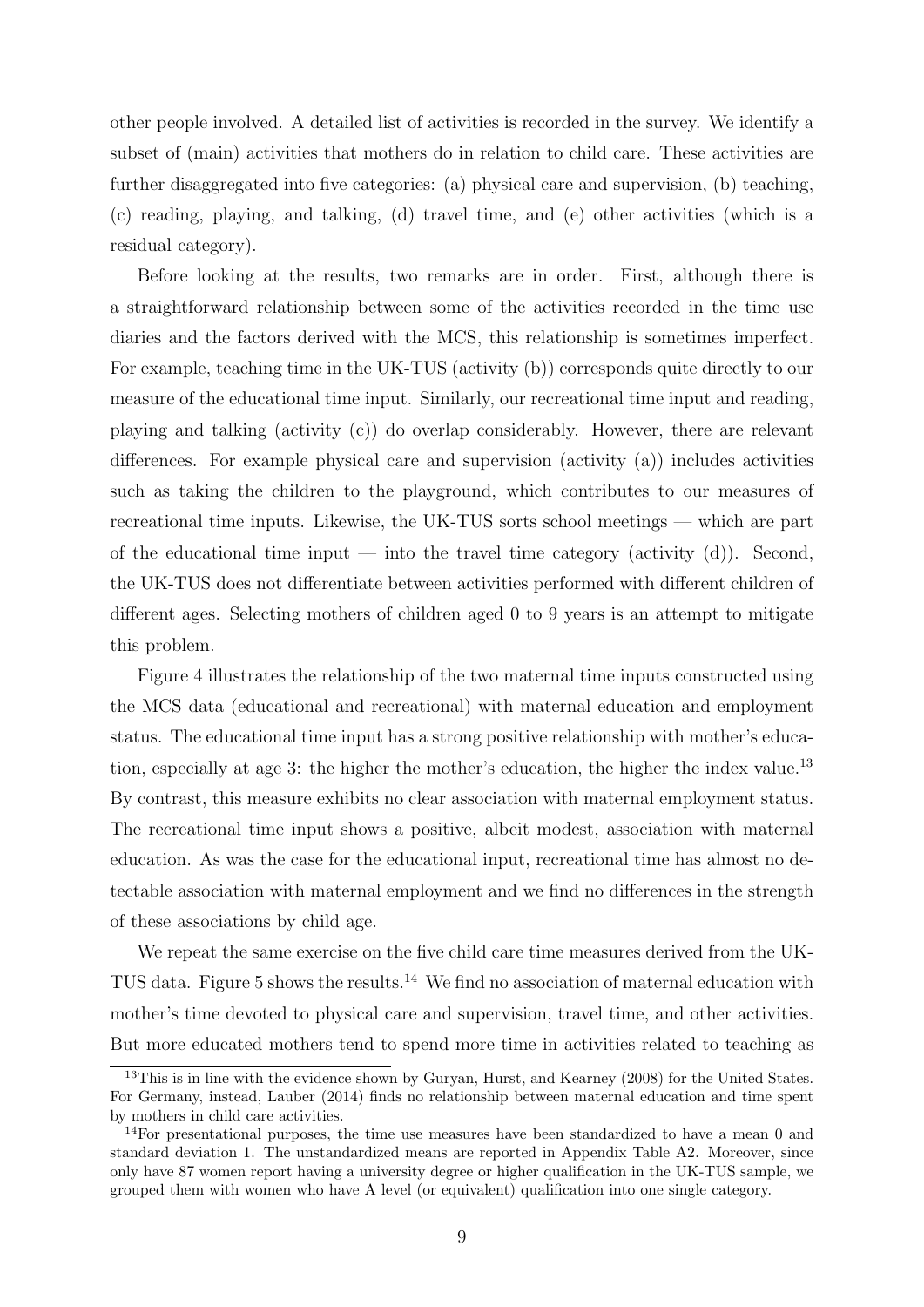other people involved. A detailed list of activities is recorded in the survey. We identify a subset of (main) activities that mothers do in relation to child care. These activities are further disaggregated into five categories: (a) physical care and supervision, (b) teaching, (c) reading, playing, and talking, (d) travel time, and (e) other activities (which is a residual category).

Before looking at the results, two remarks are in order. First, although there is a straightforward relationship between some of the activities recorded in the time use diaries and the factors derived with the MCS, this relationship is sometimes imperfect. For example, teaching time in the UK-TUS (activity (b)) corresponds quite directly to our measure of the educational time input. Similarly, our recreational time input and reading, playing and talking (activity (c)) do overlap considerably. However, there are relevant differences. For example physical care and supervision (activity (a)) includes activities such as taking the children to the playground, which contributes to our measures of recreational time inputs. Likewise, the UK-TUS sorts school meetings — which are part of the educational time input — into the travel time category (activity (d)). Second, the UK-TUS does not differentiate between activities performed with different children of different ages. Selecting mothers of children aged 0 to 9 years is an attempt to mitigate this problem.

Figure 4 illustrates the relationship of the two maternal time inputs constructed using the MCS data (educational and recreational) with maternal education and employment status. The educational time input has a strong positive relationship with mother's education, especially at age 3: the higher the mother's education, the higher the index value.[13] By contrast, this measure exhibits no clear association with maternal employment status. The recreational time input shows a positive, albeit modest, association with maternal education. As was the case for the educational input, recreational time has almost no detectable association with maternal employment and we find no differences in the strength of these associations by child age.

We repeat the same exercise on the five child care time measures derived from the UK-TUS data. Figure 5 shows the results.[14] We find no association of maternal education with mother's time devoted to physical care and supervision, travel time, and other activities. But more educated mothers tend to spend more time in activities related to teaching as

[13] This is in line with the evidence shown by Guryan, Hurst, and Kearney (2008) for the United States. For Germany, instead, Lauber (2014) finds no relationship between maternal education and time spent by mothers in child care activities.

[14] For presentational purposes, the time use measures have been standardized to have a mean 0 and standard deviation 1. The unstandardized means are reported in Appendix Table A2. Moreover, since only have 87 women report having a university degree or higher qualification in the UK-TUS sample, we grouped them with women who have A level (or equivalent) qualification into one single category.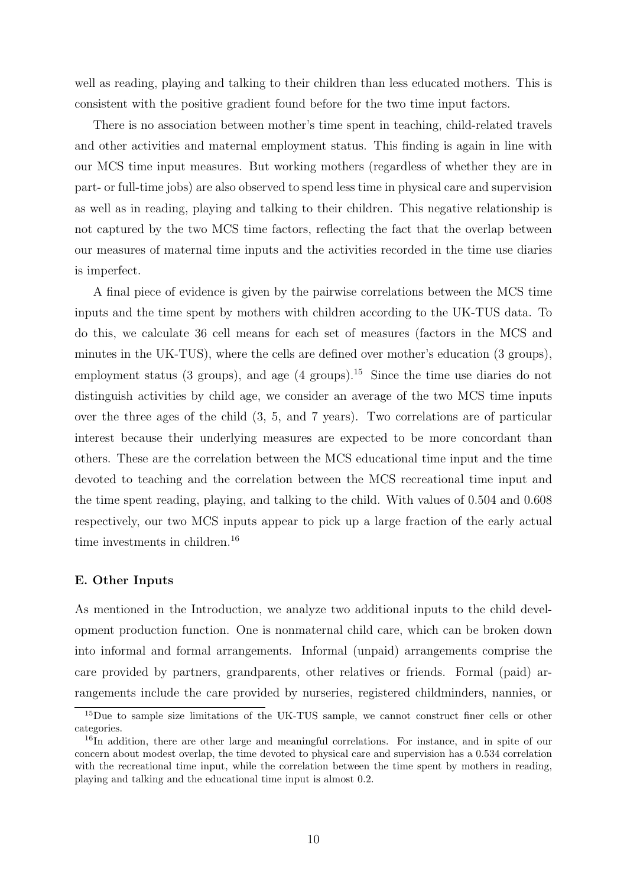well as reading, playing and talking to their children than less educated mothers. This is consistent with the positive gradient found before for the two time input factors.

There is no association between mother's time spent in teaching, child-related travels and other activities and maternal employment status. This finding is again in line with our MCS time input measures. But working mothers (regardless of whether they are in part- or full-time jobs) are also observed to spend less time in physical care and supervision as well as in reading, playing and talking to their children. This negative relationship is not captured by the two MCS time factors, reflecting the fact that the overlap between our measures of maternal time inputs and the activities recorded in the time use diaries is imperfect.

A final piece of evidence is given by the pairwise correlations between the MCS time inputs and the time spent by mothers with children according to the UK-TUS data. To do this, we calculate 36 cell means for each set of measures (factors in the MCS and minutes in the UK-TUS), where the cells are defined over mother's education (3 groups), employment status (3 groups), and age (4 groups).[15] Since the time use diaries do not distinguish activities by child age, we consider an average of the two MCS time inputs over the three ages of the child (3, 5, and 7 years). Two correlations are of particular interest because their underlying measures are expected to be more concordant than others. These are the correlation between the MCS educational time input and the time devoted to teaching and the correlation between the MCS recreational time input and the time spent reading, playing, and talking to the child. With values of 0.504 and 0.608 respectively, our two MCS inputs appear to pick up a large fraction of the early actual time investments in children.[16]

**E. Other Inputs**

As mentioned in the Introduction, we analyze two additional inputs to the child development production function. One is nonmaternal child care, which can be broken down into informal and formal arrangements. Informal (unpaid) arrangements comprise the care provided by partners, grandparents, other relatives or friends. Formal (paid) arrangements include the care provided by nurseries, registered childminders, nannies, or

[15] Due to sample size limitations of the UK-TUS sample, we cannot construct finer cells or other categories.

[16] In addition, there are other large and meaningful correlations. For instance, and in spite of our concern about modest overlap, the time devoted to physical care and supervision has a 0.534 correlation with the recreational time input, while the correlation between the time spent by mothers in reading, playing and talking and the educational time input is almost 0.2.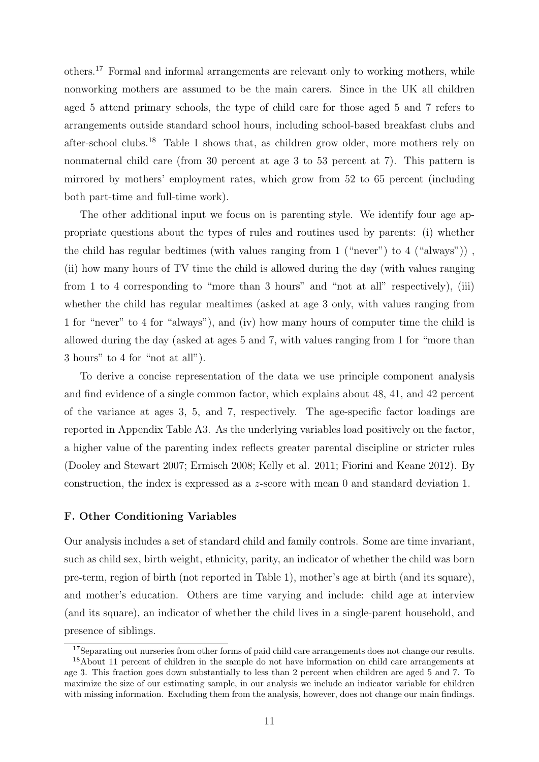others.[17] Formal and informal arrangements are relevant only to working mothers, while nonworking mothers are assumed to be the main carers. Since in the UK all children aged 5 attend primary schools, the type of child care for those aged 5 and 7 refers to arrangements outside standard school hours, including school-based breakfast clubs and after-school clubs.[18] Table 1 shows that, as children grow older, more mothers rely on nonmaternal child care (from 30 percent at age 3 to 53 percent at 7). This pattern is mirrored by mothers' employment rates, which grow from 52 to 65 percent (including both part-time and full-time work).

The other additional input we focus on is parenting style. We identify four age appropriate questions about the types of rules and routines used by parents: (i) whether the child has regular bedtimes (with values ranging from 1 ("never") to 4 ("always")) , (ii) how many hours of TV time the child is allowed during the day (with values ranging from 1 to 4 corresponding to "more than 3 hours" and "not at all" respectively), (iii) whether the child has regular mealtimes (asked at age 3 only, with values ranging from 1 for "never" to 4 for "always"), and (iv) how many hours of computer time the child is allowed during the day (asked at ages 5 and 7, with values ranging from 1 for "more than 3 hours" to 4 for "not at all").

To derive a concise representation of the data we use principle component analysis and find evidence of a single common factor, which explains about 48, 41, and 42 percent of the variance at ages 3, 5, and 7, respectively. The age-specific factor loadings are reported in Appendix Table A3. As the underlying variables load positively on the factor, a higher value of the parenting index reflects greater parental discipline or stricter rules (Dooley and Stewart 2007; Ermisch 2008; Kelly et al. 2011; Fiorini and Keane 2012). By construction, the index is expressed as a $z$-score with mean 0 and standard deviation 1.

### F. Other Conditioning Variables

Our analysis includes a set of standard child and family controls. Some are time invariant, such as child sex, birth weight, ethnicity, parity, an indicator of whether the child was born pre-term, region of birth (not reported in Table 1), mother's age at birth (and its square), and mother's education. Others are time varying and include: child age at interview (and its square), an indicator of whether the child lives in a single-parent household, and presence of siblings.

[17] Separating out nurseries from other forms of paid child care arrangements does not change our results.

[18] About 11 percent of children in the sample do not have information on child care arrangements at age 3. This fraction goes down substantially to less than 2 percent when children are aged 5 and 7. To maximize the size of our estimating sample, in our analysis we include an indicator variable for children with missing information. Excluding them from the analysis, however, does not change our main findings.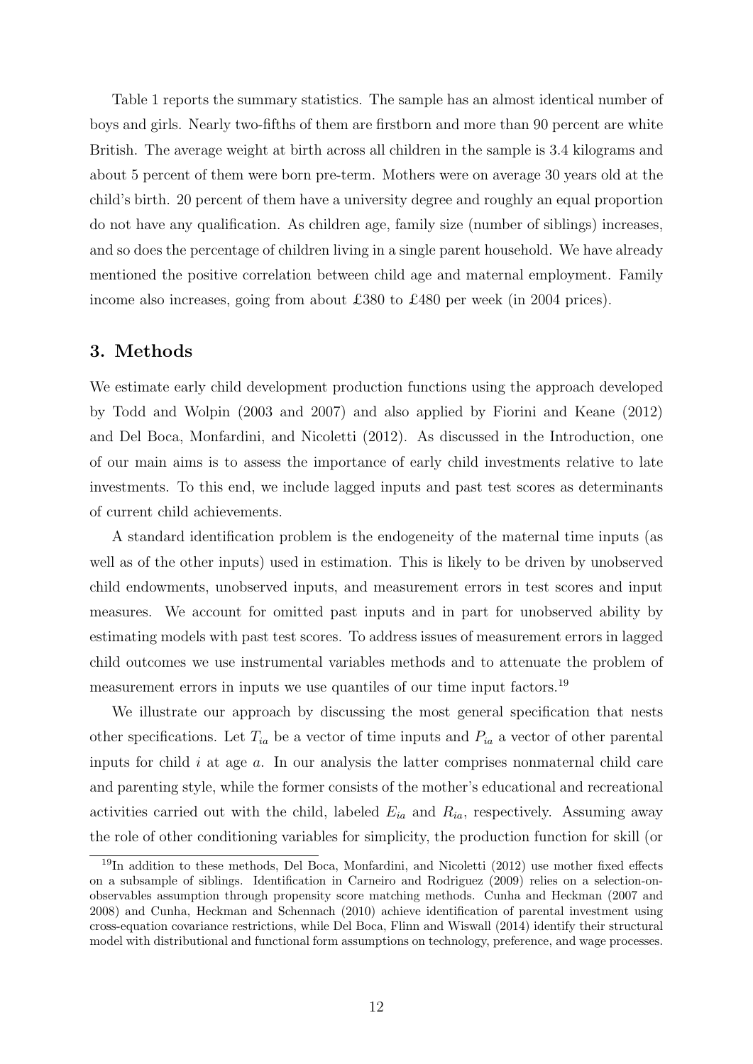Table 1 reports the summary statistics. The sample has an almost identical number of boys and girls. Nearly two-fifths of them are firstborn and more than 90 percent are white British. The average weight at birth across all children in the sample is 3.4 kilograms and about 5 percent of them were born pre-term. Mothers were on average 30 years old at the child's birth. 20 percent of them have a university degree and roughly an equal proportion do not have any qualification. As children age, family size (number of siblings) increases, and so does the percentage of children living in a single parent household. We have already mentioned the positive correlation between child age and maternal employment. Family income also increases, going from about £380 to £480 per week (in 2004 prices).

## 3. Methods

We estimate early child development production functions using the approach developed by Todd and Wolpin (2003 and 2007) and also applied by Fiorini and Keane (2012) and Del Boca, Monfardini, and Nicoletti (2012). As discussed in the Introduction, one of our main aims is to assess the importance of early child investments relative to late investments. To this end, we include lagged inputs and past test scores as determinants of current child achievements.

A standard identification problem is the endogeneity of the maternal time inputs (as well as of the other inputs) used in estimation. This is likely to be driven by unobserved child endowments, unobserved inputs, and measurement errors in test scores and input measures. We account for omitted past inputs and in part for unobserved ability by estimating models with past test scores. To address issues of measurement errors in lagged child outcomes we use instrumental variables methods and to attenuate the problem of measurement errors in inputs we use quantiles of our time input factors.[19]

We illustrate our approach by discussing the most general specification that nests other specifications. Let $T_{ia}$ be a vector of time inputs and $P_{ia}$ a vector of other parental inputs for child $i$ at age $a$. In our analysis the latter comprises nonmaternal child care and parenting style, while the former consists of the mother's educational and recreational activities carried out with the child, labeled $E_{ia}$ and $R_{ia}$, respectively. Assuming away the role of other conditioning variables for simplicity, the production function for skill (or

[19] In addition to these methods, Del Boca, Monfardini, and Nicoletti (2012) use mother fixed effects on a subsample of siblings. Identification in Carneiro and Rodriguez (2009) relies on a selection-on-observables assumption through propensity score matching methods. Cunha and Heckman (2007 and 2008) and Cunha, Heckman and Schennach (2010) achieve identification of parental investment using cross-equation covariance restrictions, while Del Boca, Flinn and Wiswall (2014) identify their structural model with distributional and functional form assumptions on technology, preference, and wage processes.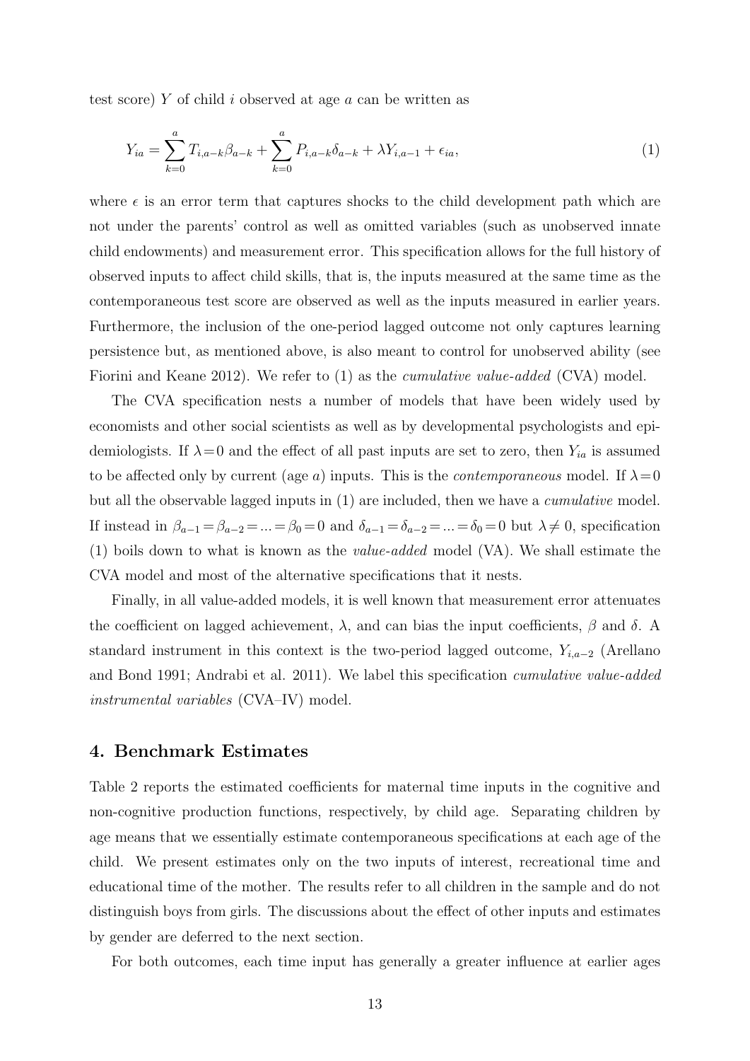test score) $Y$ of child $i$ observed at age $a$ can be written as

$$Y_{ia} = \sum_{k=0}^{a} T_{i,a-k}\beta_{a-k} + \sum_{k=0}^{a} P_{i,a-k}\delta_{a-k} + \lambda Y_{i,a-1} + \epsilon_{ia}, \tag{1}$$

where $\epsilon$ is an error term that captures shocks to the child development path which are not under the parents' control as well as omitted variables (such as unobserved innate child endowments) and measurement error. This specification allows for the full history of observed inputs to affect child skills, that is, the inputs measured at the same time as the contemporaneous test score are observed as well as the inputs measured in earlier years. Furthermore, the inclusion of the one-period lagged outcome not only captures learning persistence but, as mentioned above, is also meant to control for unobserved ability (see Fiorini and Keane 2012). We refer to (1) as the *cumulative value-added* (CVA) model.

The CVA specification nests a number of models that have been widely used by economists and other social scientists as well as by developmental psychologists and epidemiologists. If $\lambda = 0$ and the effect of all past inputs are set to zero, then $Y_{ia}$ is assumed to be affected only by current (age $a$) inputs. This is the *contemporaneous* model. If $\lambda = 0$ but all the observable lagged inputs in (1) are included, then we have a *cumulative* model. If instead in $\beta_{a-1} = \beta_{a-2} = ... = \beta_0 = 0$ and $\delta_{a-1} = \delta_{a-2} = ... = \delta_0 = 0$ but $\lambda \neq 0$, specification (1) boils down to what is known as the *value-added* model (VA). We shall estimate the CVA model and most of the alternative specifications that it nests.

Finally, in all value-added models, it is well known that measurement error attenuates the coefficient on lagged achievement, $\lambda$, and can bias the input coefficients, $\beta$ and $\delta$. A standard instrument in this context is the two-period lagged outcome, $Y_{i,a-2}$ (Arellano and Bond 1991; Andrabi et al. 2011). We label this specification *cumulative value-added instrumental variables* (CVA–IV) model.

## 4. Benchmark Estimates

Table 2 reports the estimated coefficients for maternal time inputs in the cognitive and non-cognitive production functions, respectively, by child age. Separating children by age means that we essentially estimate contemporaneous specifications at each age of the child. We present estimates only on the two inputs of interest, recreational time and educational time of the mother. The results refer to all children in the sample and do not distinguish boys from girls. The discussions about the effect of other inputs and estimates by gender are deferred to the next section.

For both outcomes, each time input has generally a greater influence at earlier ages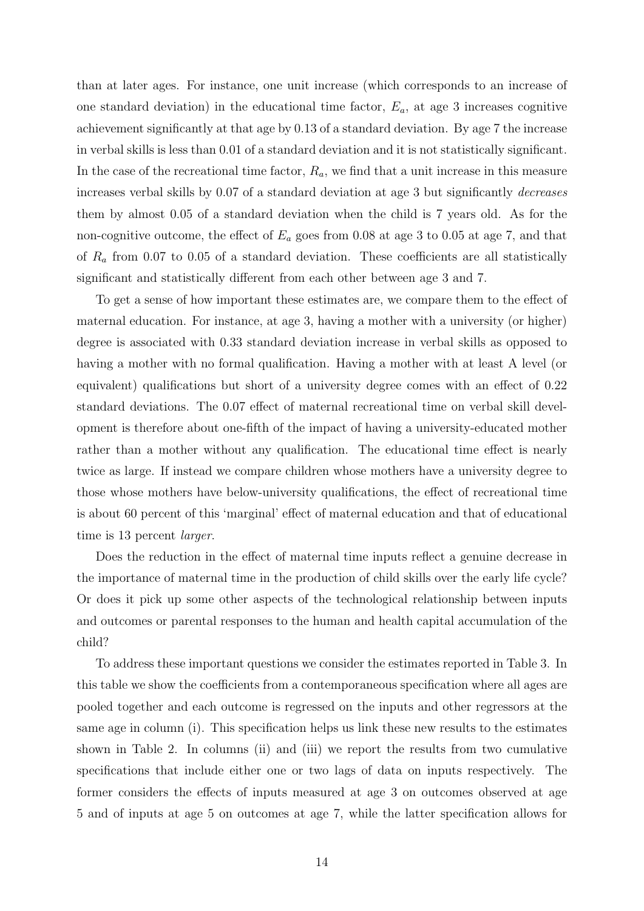than at later ages. For instance, one unit increase (which corresponds to an increase of one standard deviation) in the educational time factor, $E_a$, at age 3 increases cognitive achievement significantly at that age by 0.13 of a standard deviation. By age 7 the increase in verbal skills is less than 0.01 of a standard deviation and it is not statistically significant. In the case of the recreational time factor, $R_a$, we find that a unit increase in this measure increases verbal skills by 0.07 of a standard deviation at age 3 but significantly *decreases* them by almost 0.05 of a standard deviation when the child is 7 years old. As for the non-cognitive outcome, the effect of $E_a$ goes from 0.08 at age 3 to 0.05 at age 7, and that of $R_a$ from 0.07 to 0.05 of a standard deviation. These coefficients are all statistically significant and statistically different from each other between age 3 and 7.

To get a sense of how important these estimates are, we compare them to the effect of maternal education. For instance, at age 3, having a mother with a university (or higher) degree is associated with 0.33 standard deviation increase in verbal skills as opposed to having a mother with no formal qualification. Having a mother with at least A level (or equivalent) qualifications but short of a university degree comes with an effect of 0.22 standard deviations. The 0.07 effect of maternal recreational time on verbal skill development is therefore about one-fifth of the impact of having a university-educated mother rather than a mother without any qualification. The educational time effect is nearly twice as large. If instead we compare children whose mothers have a university degree to those whose mothers have below-university qualifications, the effect of recreational time is about 60 percent of this 'marginal' effect of maternal education and that of educational time is 13 percent *larger*.

Does the reduction in the effect of maternal time inputs reflect a genuine decrease in the importance of maternal time in the production of child skills over the early life cycle? Or does it pick up some other aspects of the technological relationship between inputs and outcomes or parental responses to the human and health capital accumulation of the child?

To address these important questions we consider the estimates reported in Table 3. In this table we show the coefficients from a contemporaneous specification where all ages are pooled together and each outcome is regressed on the inputs and other regressors at the same age in column (i). This specification helps us link these new results to the estimates shown in Table 2. In columns (ii) and (iii) we report the results from two cumulative specifications that include either one or two lags of data on inputs respectively. The former considers the effects of inputs measured at age 3 on outcomes observed at age 5 and of inputs at age 5 on outcomes at age 7, while the latter specification allows for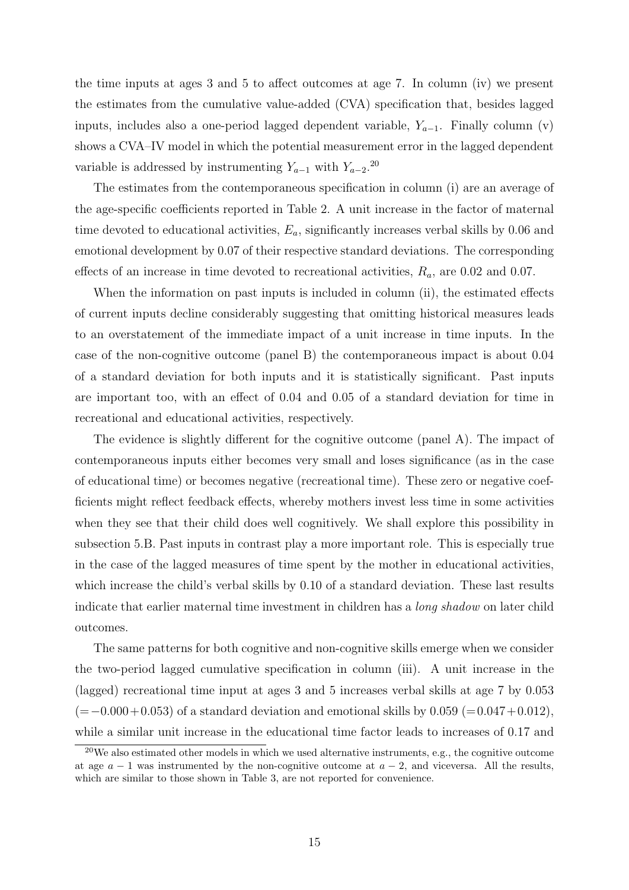the time inputs at ages 3 and 5 to affect outcomes at age 7. In column (iv) we present the estimates from the cumulative value-added (CVA) specification that, besides lagged inputs, includes also a one-period lagged dependent variable, $Y_{a-1}$. Finally column (v) shows a CVA–IV model in which the potential measurement error in the lagged dependent variable is addressed by instrumenting $Y_{a-1}$ with $Y_{a-2}$.[20]

The estimates from the contemporaneous specification in column (i) are an average of the age-specific coefficients reported in Table 2. A unit increase in the factor of maternal time devoted to educational activities, $E_a$, significantly increases verbal skills by 0.06 and emotional development by 0.07 of their respective standard deviations. The corresponding effects of an increase in time devoted to recreational activities, $R_a$, are 0.02 and 0.07.

When the information on past inputs is included in column (ii), the estimated effects of current inputs decline considerably suggesting that omitting historical measures leads to an overstatement of the immediate impact of a unit increase in time inputs. In the case of the non-cognitive outcome (panel B) the contemporaneous impact is about 0.04 of a standard deviation for both inputs and it is statistically significant. Past inputs are important too, with an effect of 0.04 and 0.05 of a standard deviation for time in recreational and educational activities, respectively.

The evidence is slightly different for the cognitive outcome (panel A). The impact of contemporaneous inputs either becomes very small and loses significance (as in the case of educational time) or becomes negative (recreational time). These zero or negative coefficients might reflect feedback effects, whereby mothers invest less time in some activities when they see that their child does well cognitively. We shall explore this possibility in subsection 5.B. Past inputs in contrast play a more important role. This is especially true in the case of the lagged measures of time spent by the mother in educational activities, which increase the child's verbal skills by 0.10 of a standard deviation. These last results indicate that earlier maternal time investment in children has a *long shadow* on later child outcomes.

The same patterns for both cognitive and non-cognitive skills emerge when we consider the two-period lagged cumulative specification in column (iii). A unit increase in the (lagged) recreational time input at ages 3 and 5 increases verbal skills at age 7 by 0.053 ($=-0.000+0.053$) of a standard deviation and emotional skills by 0.059 ($=0.047+0.012$), while a similar unit increase in the educational time factor leads to increases of 0.17 and

[20]We also estimated other models in which we used alternative instruments, e.g., the cognitive outcome at age $a-1$ was instrumented by the non-cognitive outcome at $a-2$, and viceversa. All the results, which are similar to those shown in Table 3, are not reported for convenience.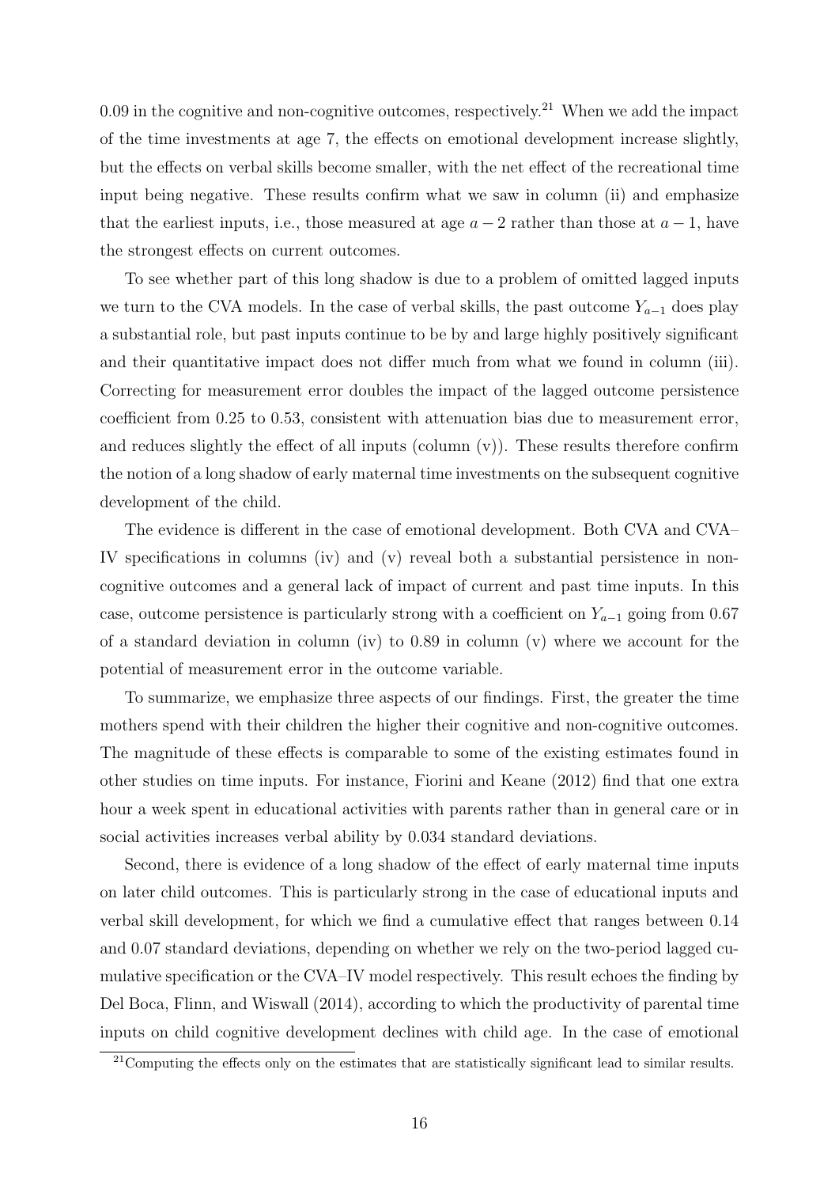0.09 in the cognitive and non-cognitive outcomes, respectively.[21] When we add the impact of the time investments at age 7, the effects on emotional development increase slightly, but the effects on verbal skills become smaller, with the net effect of the recreational time input being negative. These results confirm what we saw in column (ii) and emphasize that the earliest inputs, i.e., those measured at age $a-2$ rather than those at $a-1$, have the strongest effects on current outcomes.

To see whether part of this long shadow is due to a problem of omitted lagged inputs we turn to the CVA models. In the case of verbal skills, the past outcome $Y_{a-1}$ does play a substantial role, but past inputs continue to be by and large highly positively significant and their quantitative impact does not differ much from what we found in column (iii). Correcting for measurement error doubles the impact of the lagged outcome persistence coefficient from 0.25 to 0.53, consistent with attenuation bias due to measurement error, and reduces slightly the effect of all inputs (column (v)). These results therefore confirm the notion of a long shadow of early maternal time investments on the subsequent cognitive development of the child.

The evidence is different in the case of emotional development. Both CVA and CVA–IV specifications in columns (iv) and (v) reveal both a substantial persistence in non-cognitive outcomes and a general lack of impact of current and past time inputs. In this case, outcome persistence is particularly strong with a coefficient on $Y_{a-1}$ going from 0.67 of a standard deviation in column (iv) to 0.89 in column (v) where we account for the potential of measurement error in the outcome variable.

To summarize, we emphasize three aspects of our findings. First, the greater the time mothers spend with their children the higher their cognitive and non-cognitive outcomes. The magnitude of these effects is comparable to some of the existing estimates found in other studies on time inputs. For instance, Fiorini and Keane (2012) find that one extra hour a week spent in educational activities with parents rather than in general care or in social activities increases verbal ability by 0.034 standard deviations.

Second, there is evidence of a long shadow of the effect of early maternal time inputs on later child outcomes. This is particularly strong in the case of educational inputs and verbal skill development, for which we find a cumulative effect that ranges between 0.14 and 0.07 standard deviations, depending on whether we rely on the two-period lagged cumulative specification or the CVA–IV model respectively. This result echoes the finding by Del Boca, Flinn, and Wiswall (2014), according to which the productivity of parental time inputs on child cognitive development declines with child age. In the case of emotional

[21] Computing the effects only on the estimates that are statistically significant lead to similar results.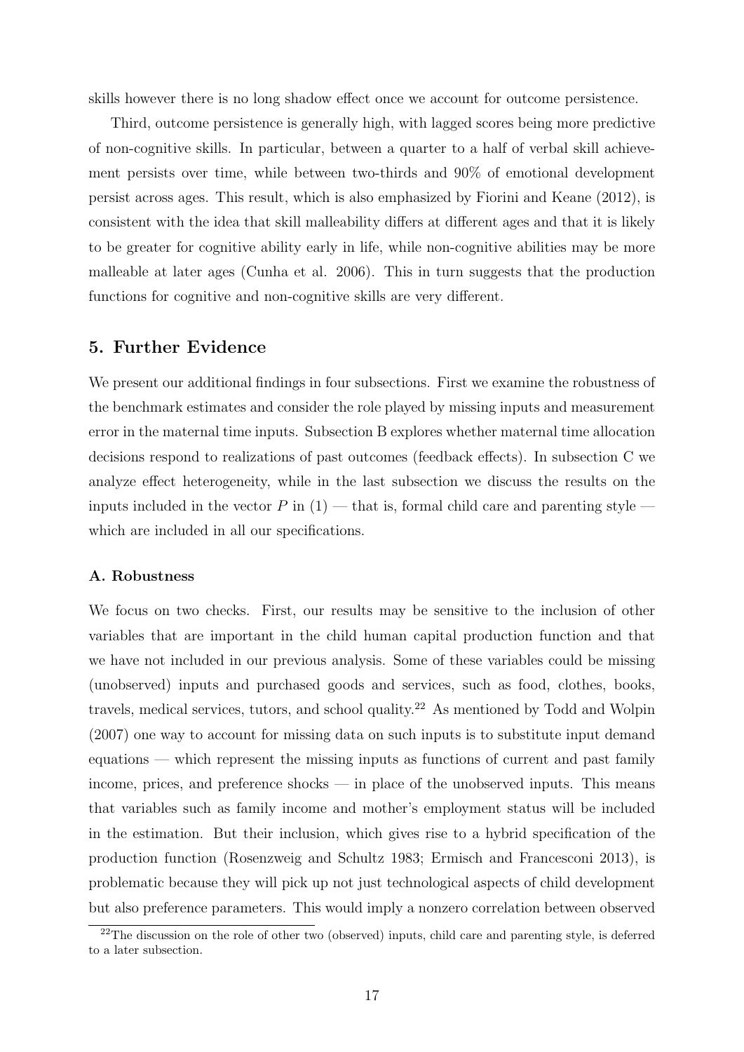skills however there is no long shadow effect once we account for outcome persistence.

Third, outcome persistence is generally high, with lagged scores being more predictive of non-cognitive skills. In particular, between a quarter to a half of verbal skill achievement persists over time, while between two-thirds and 90% of emotional development persist across ages. This result, which is also emphasized by Fiorini and Keane (2012), is consistent with the idea that skill malleability differs at different ages and that it is likely to be greater for cognitive ability early in life, while non-cognitive abilities may be more malleable at later ages (Cunha et al. 2006). This in turn suggests that the production functions for cognitive and non-cognitive skills are very different.

## 5. Further Evidence

We present our additional findings in four subsections. First we examine the robustness of the benchmark estimates and consider the role played by missing inputs and measurement error in the maternal time inputs. Subsection B explores whether maternal time allocation decisions respond to realizations of past outcomes (feedback effects). In subsection C we analyze effect heterogeneity, while in the last subsection we discuss the results on the inputs included in the vector $P$ in (1) — that is, formal child care and parenting style — which are included in all our specifications.

### A. Robustness

We focus on two checks. First, our results may be sensitive to the inclusion of other variables that are important in the child human capital production function and that we have not included in our previous analysis. Some of these variables could be missing (unobserved) inputs and purchased goods and services, such as food, clothes, books, travels, medical services, tutors, and school quality.[22] As mentioned by Todd and Wolpin (2007) one way to account for missing data on such inputs is to substitute input demand equations — which represent the missing inputs as functions of current and past family income, prices, and preference shocks — in place of the unobserved inputs. This means that variables such as family income and mother's employment status will be included in the estimation. But their inclusion, which gives rise to a hybrid specification of the production function (Rosenzweig and Schultz 1983; Ermisch and Francesconi 2013), is problematic because they will pick up not just technological aspects of child development but also preference parameters. This would imply a nonzero correlation between observed

[22] The discussion on the role of other two (observed) inputs, child care and parenting style, is deferred to a later subsection.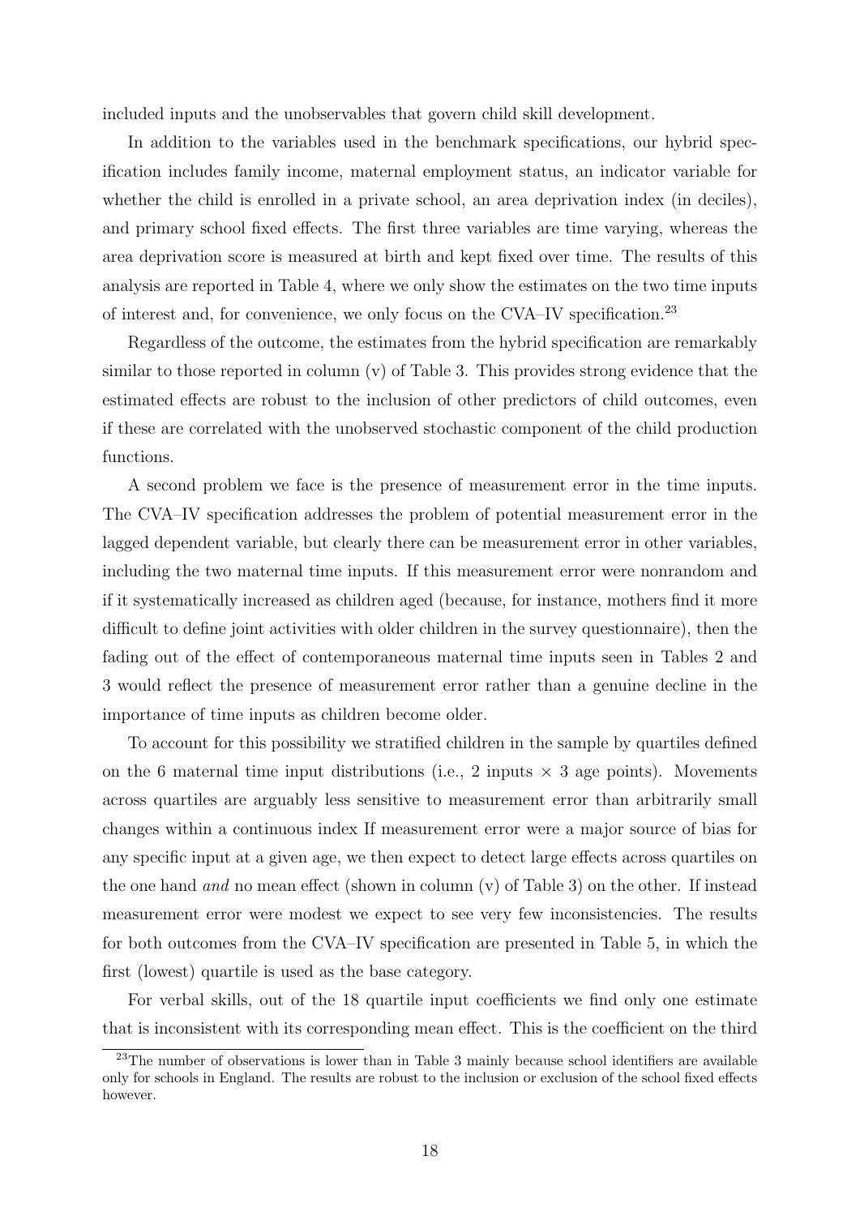included inputs and the unobservables that govern child skill development.

In addition to the variables used in the benchmark specifications, our hybrid specification includes family income, maternal employment status, an indicator variable for whether the child is enrolled in a private school, an area deprivation index (in deciles), and primary school fixed effects. The first three variables are time varying, whereas the area deprivation score is measured at birth and kept fixed over time. The results of this analysis are reported in Table 4, where we only show the estimates on the two time inputs of interest and, for convenience, we only focus on the CVA–IV specification.[23]

Regardless of the outcome, the estimates from the hybrid specification are remarkably similar to those reported in column (v) of Table 3. This provides strong evidence that the estimated effects are robust to the inclusion of other predictors of child outcomes, even if these are correlated with the unobserved stochastic component of the child production functions.

A second problem we face is the presence of measurement error in the time inputs. The CVA–IV specification addresses the problem of potential measurement error in the lagged dependent variable, but clearly there can be measurement error in other variables, including the two maternal time inputs. If this measurement error were nonrandom and if it systematically increased as children aged (because, for instance, mothers find it more difficult to define joint activities with older children in the survey questionnaire), then the fading out of the effect of contemporaneous maternal time inputs seen in Tables 2 and 3 would reflect the presence of measurement error rather than a genuine decline in the importance of time inputs as children become older.

To account for this possibility we stratified children in the sample by quartiles defined on the 6 maternal time input distributions (i.e., 2 inputs $\times$ 3 age points). Movements across quartiles are arguably less sensitive to measurement error than arbitrarily small changes within a continuous index If measurement error were a major source of bias for any specific input at a given age, we then expect to detect large effects across quartiles on the one hand *and* no mean effect (shown in column (v) of Table 3) on the other. If instead measurement error were modest we expect to see very few inconsistencies. The results for both outcomes from the CVA–IV specification are presented in Table 5, in which the first (lowest) quartile is used as the base category.

For verbal skills, out of the 18 quartile input coefficients we find only one estimate that is inconsistent with its corresponding mean effect. This is the coefficient on the third

[23] The number of observations is lower than in Table 3 mainly because school identifiers are available only for schools in England. The results are robust to the inclusion or exclusion of the school fixed effects however.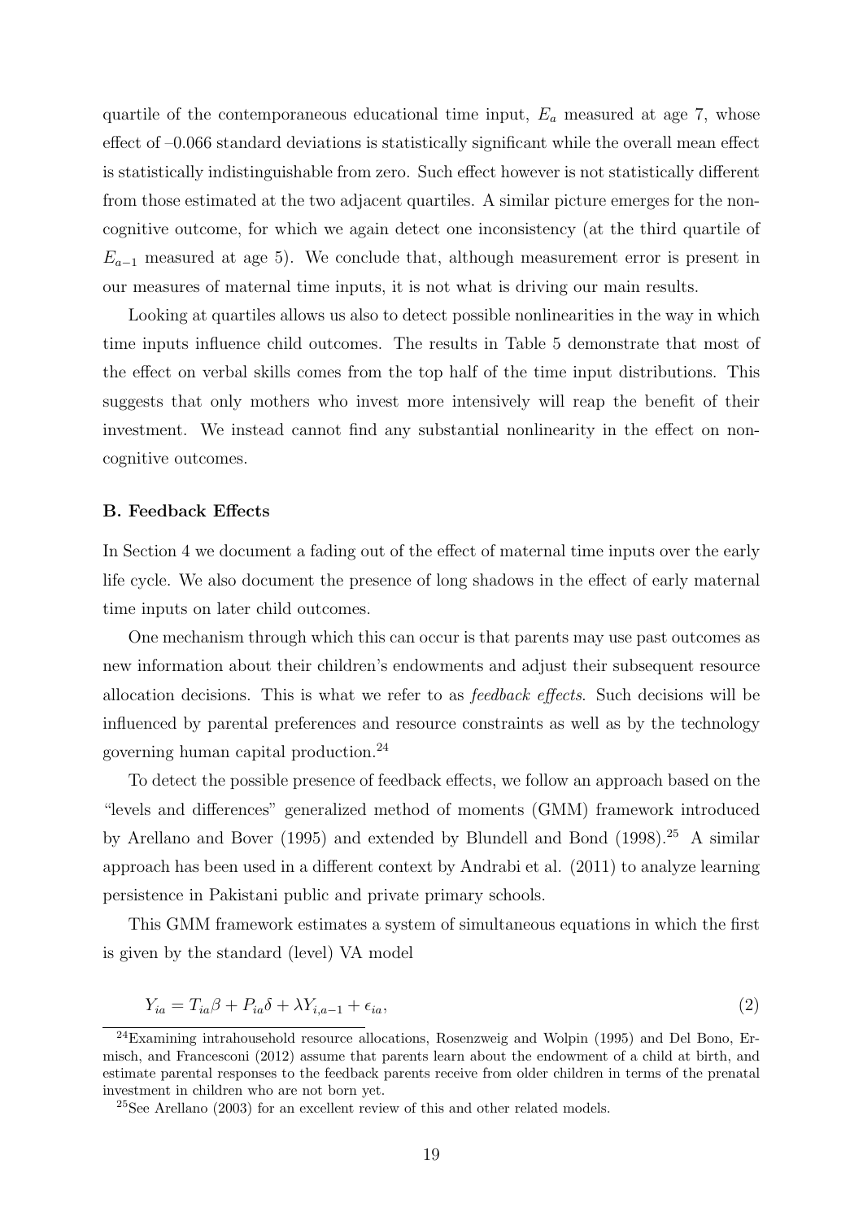quartile of the contemporaneous educational time input, $E_a$ measured at age 7, whose effect of –0.066 standard deviations is statistically significant while the overall mean effect is statistically indistinguishable from zero. Such effect however is not statistically different from those estimated at the two adjacent quartiles. A similar picture emerges for the noncognitive outcome, for which we again detect one inconsistency (at the third quartile of $E_{a-1}$ measured at age 5). We conclude that, although measurement error is present in our measures of maternal time inputs, it is not what is driving our main results.

Looking at quartiles allows us also to detect possible nonlinearities in the way in which time inputs influence child outcomes. The results in Table 5 demonstrate that most of the effect on verbal skills comes from the top half of the time input distributions. This suggests that only mothers who invest more intensively will reap the benefit of their investment. We instead cannot find any substantial nonlinearity in the effect on noncognitive outcomes.

### B. Feedback Effects

In Section 4 we document a fading out of the effect of maternal time inputs over the early life cycle. We also document the presence of long shadows in the effect of early maternal time inputs on later child outcomes.

One mechanism through which this can occur is that parents may use past outcomes as new information about their children's endowments and adjust their subsequent resource allocation decisions. This is what we refer to as *feedback effects*. Such decisions will be influenced by parental preferences and resource constraints as well as by the technology governing human capital production.[24]

To detect the possible presence of feedback effects, we follow an approach based on the "levels and differences" generalized method of moments (GMM) framework introduced by Arellano and Bover (1995) and extended by Blundell and Bond (1998).[25] A similar approach has been used in a different context by Andrabi et al. (2011) to analyze learning persistence in Pakistani public and private primary schools.

This GMM framework estimates a system of simultaneous equations in which the first is given by the standard (level) VA model

$$Y_{ia} = T_{ia}\beta + P_{ia}\delta + \lambda Y_{i,a-1} + \epsilon_{ia}, \tag{2}$$

[24] Examining intrahousehold resource allocations, Rosenzweig and Wolpin (1995) and Del Bono, Ermisch, and Francesconi (2012) assume that parents learn about the endowment of a child at birth, and estimate parental responses to the feedback parents receive from older children in terms of the prenatal investment in children who are not born yet.

[25] See Arellano (2003) for an excellent review of this and other related models.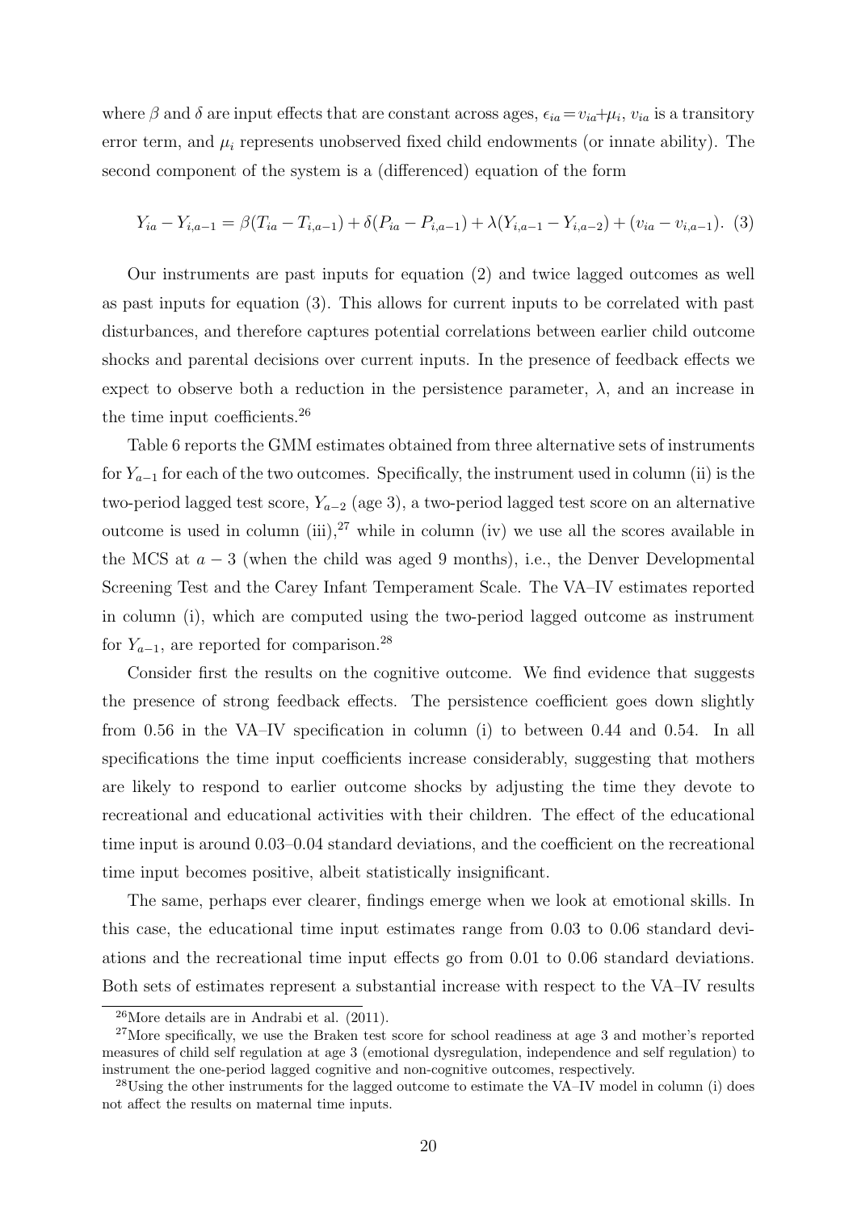where $\beta$ and $\delta$ are input effects that are constant across ages, $\epsilon_{ia} = v_{ia} + \mu_i$, $v_{ia}$ is a transitory error term, and $\mu_i$ represents unobserved fixed child endowments (or innate ability). The second component of the system is a (differenced) equation of the form

$$Y_{ia} - Y_{i,a-1} = \beta(T_{ia} - T_{i,a-1}) + \delta(P_{ia} - P_{i,a-1}) + \lambda(Y_{i,a-1} - Y_{i,a-2}) + (v_{ia} - v_{i,a-1}). \quad (3)$$

Our instruments are past inputs for equation (2) and twice lagged outcomes as well as past inputs for equation (3). This allows for current inputs to be correlated with past disturbances, and therefore captures potential correlations between earlier child outcome shocks and parental decisions over current inputs. In the presence of feedback effects we expect to observe both a reduction in the persistence parameter, $\lambda$, and an increase in the time input coefficients.[26]

Table 6 reports the GMM estimates obtained from three alternative sets of instruments for $Y_{a-1}$ for each of the two outcomes. Specifically, the instrument used in column (ii) is the two-period lagged test score, $Y_{a-2}$ (age 3), a two-period lagged test score on an alternative outcome is used in column (iii),[27] while in column (iv) we use all the scores available in the MCS at $a-3$ (when the child was aged 9 months), i.e., the Denver Developmental Screening Test and the Carey Infant Temperament Scale. The VA–IV estimates reported in column (i), which are computed using the two-period lagged outcome as instrument for $Y_{a-1}$, are reported for comparison.[28]

Consider first the results on the cognitive outcome. We find evidence that suggests the presence of strong feedback effects. The persistence coefficient goes down slightly from 0.56 in the VA–IV specification in column (i) to between 0.44 and 0.54. In all specifications the time input coefficients increase considerably, suggesting that mothers are likely to respond to earlier outcome shocks by adjusting the time they devote to recreational and educational activities with their children. The effect of the educational time input is around 0.03–0.04 standard deviations, and the coefficient on the recreational time input becomes positive, albeit statistically insignificant.

The same, perhaps ever clearer, findings emerge when we look at emotional skills. In this case, the educational time input estimates range from 0.03 to 0.06 standard deviations and the recreational time input effects go from 0.01 to 0.06 standard deviations. Both sets of estimates represent a substantial increase with respect to the VA–IV results

[26] More details are in Andrabi et al. (2011).

[27] More specifically, we use the Braken test score for school readiness at age 3 and mother's reported measures of child self regulation at age 3 (emotional dysregulation, independence and self regulation) to instrument the one-period lagged cognitive and non-cognitive outcomes, respectively.

[28] Using the other instruments for the lagged outcome to estimate the VA–IV model in column (i) does not affect the results on maternal time inputs.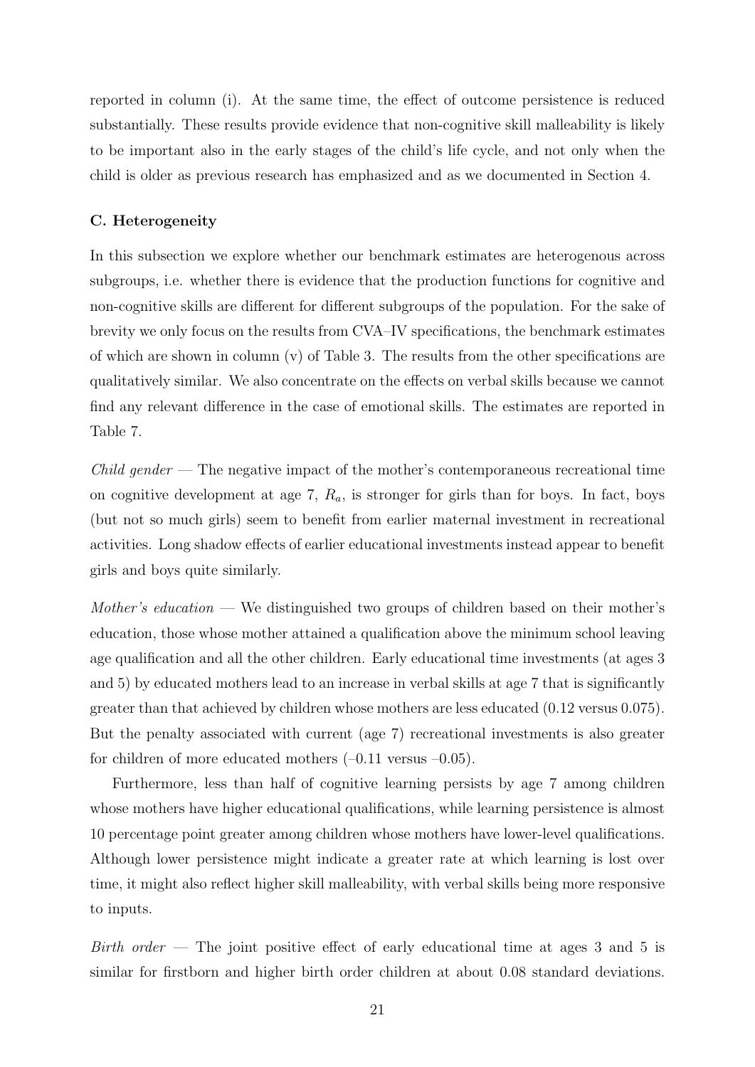reported in column (i). At the same time, the effect of outcome persistence is reduced substantially. These results provide evidence that non-cognitive skill malleability is likely to be important also in the early stages of the child's life cycle, and not only when the child is older as previous research has emphasized and as we documented in Section 4.

### C. Heterogeneity

In this subsection we explore whether our benchmark estimates are heterogenous across subgroups, i.e. whether there is evidence that the production functions for cognitive and non-cognitive skills are different for different subgroups of the population. For the sake of brevity we only focus on the results from CVA–IV specifications, the benchmark estimates of which are shown in column (v) of Table 3. The results from the other specifications are qualitatively similar. We also concentrate on the effects on verbal skills because we cannot find any relevant difference in the case of emotional skills. The estimates are reported in Table 7.

*Child gender* — The negative impact of the mother's contemporaneous recreational time on cognitive development at age 7, $R_a$, is stronger for girls than for boys. In fact, boys (but not so much girls) seem to benefit from earlier maternal investment in recreational activities. Long shadow effects of earlier educational investments instead appear to benefit girls and boys quite similarly.

*Mother's education* — We distinguished two groups of children based on their mother's education, those whose mother attained a qualification above the minimum school leaving age qualification and all the other children. Early educational time investments (at ages 3 and 5) by educated mothers lead to an increase in verbal skills at age 7 that is significantly greater than that achieved by children whose mothers are less educated (0.12 versus 0.075). But the penalty associated with current (age 7) recreational investments is also greater for children of more educated mothers (–0.11 versus –0.05).

Furthermore, less than half of cognitive learning persists by age 7 among children whose mothers have higher educational qualifications, while learning persistence is almost 10 percentage point greater among children whose mothers have lower-level qualifications. Although lower persistence might indicate a greater rate at which learning is lost over time, it might also reflect higher skill malleability, with verbal skills being more responsive to inputs.

*Birth order* — The joint positive effect of early educational time at ages 3 and 5 is similar for firstborn and higher birth order children at about 0.08 standard deviations.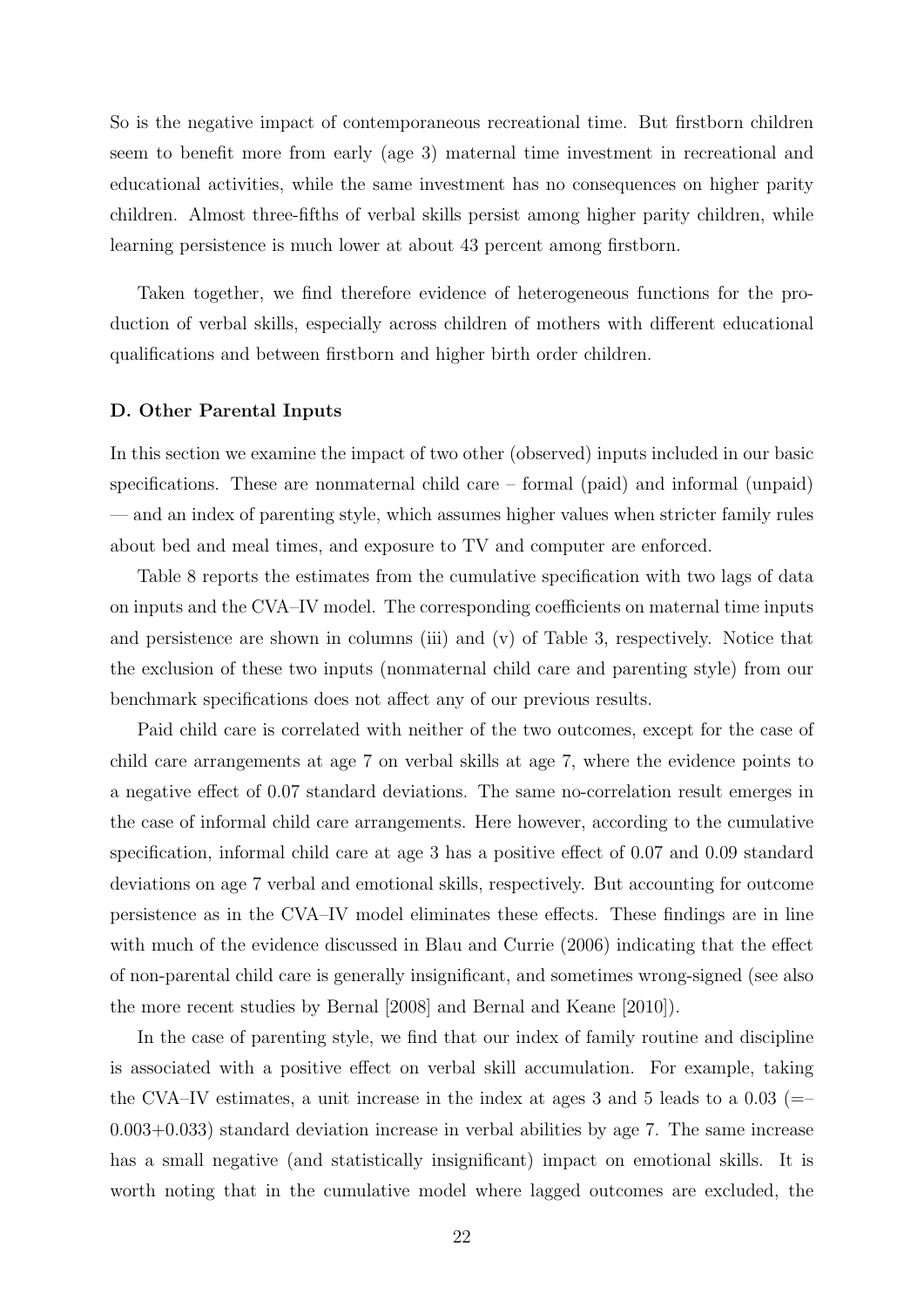So is the negative impact of contemporaneous recreational time. But firstborn children seem to benefit more from early (age 3) maternal time investment in recreational and educational activities, while the same investment has no consequences on higher parity children. Almost three-fifths of verbal skills persist among higher parity children, while learning persistence is much lower at about 43 percent among firstborn.

Taken together, we find therefore evidence of heterogeneous functions for the production of verbal skills, especially across children of mothers with different educational qualifications and between firstborn and higher birth order children.

### D. Other Parental Inputs

In this section we examine the impact of two other (observed) inputs included in our basic specifications. These are nonmaternal child care – formal (paid) and informal (unpaid) — and an index of parenting style, which assumes higher values when stricter family rules about bed and meal times, and exposure to TV and computer are enforced.

Table 8 reports the estimates from the cumulative specification with two lags of data on inputs and the CVA–IV model. The corresponding coefficients on maternal time inputs and persistence are shown in columns (iii) and (v) of Table 3, respectively. Notice that the exclusion of these two inputs (nonmaternal child care and parenting style) from our benchmark specifications does not affect any of our previous results.

Paid child care is correlated with neither of the two outcomes, except for the case of child care arrangements at age 7 on verbal skills at age 7, where the evidence points to a negative effect of 0.07 standard deviations. The same no-correlation result emerges in the case of informal child care arrangements. Here however, according to the cumulative specification, informal child care at age 3 has a positive effect of 0.07 and 0.09 standard deviations on age 7 verbal and emotional skills, respectively. But accounting for outcome persistence as in the CVA–IV model eliminates these effects. These findings are in line with much of the evidence discussed in Blau and Currie (2006) indicating that the effect of non-parental child care is generally insignificant, and sometimes wrong-signed (see also the more recent studies by Bernal [2008] and Bernal and Keane [2010]).

In the case of parenting style, we find that our index of family routine and discipline is associated with a positive effect on verbal skill accumulation. For example, taking the CVA–IV estimates, a unit increase in the index at ages 3 and 5 leads to a 0.03 (=–0.003+0.033) standard deviation increase in verbal abilities by age 7. The same increase has a small negative (and statistically insignificant) impact on emotional skills. It is worth noting that in the cumulative model where lagged outcomes are excluded, the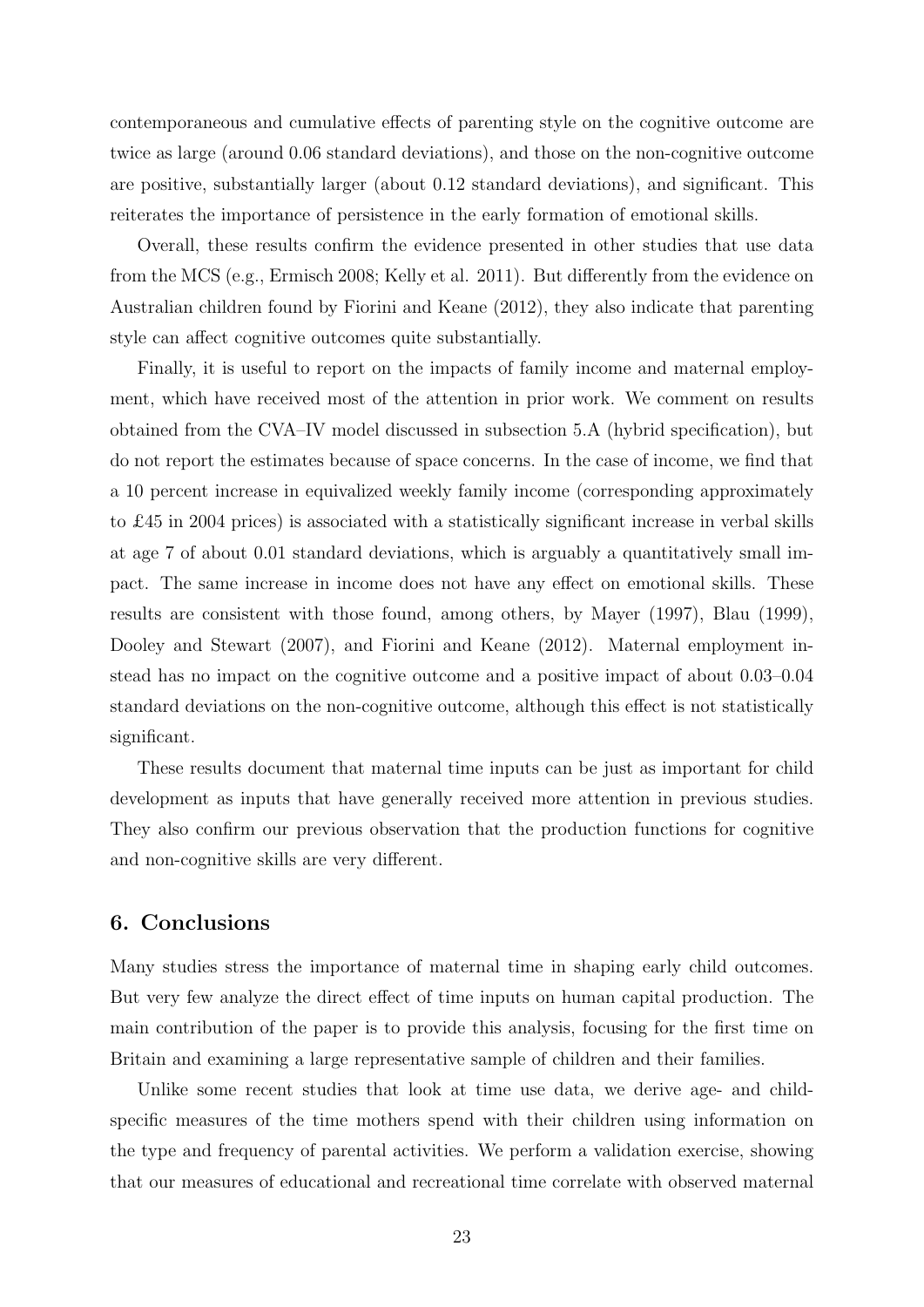contemporaneous and cumulative effects of parenting style on the cognitive outcome are twice as large (around 0.06 standard deviations), and those on the non-cognitive outcome are positive, substantially larger (about 0.12 standard deviations), and significant. This reiterates the importance of persistence in the early formation of emotional skills.

Overall, these results confirm the evidence presented in other studies that use data from the MCS (e.g., Ermisch 2008; Kelly et al. 2011). But differently from the evidence on Australian children found by Fiorini and Keane (2012), they also indicate that parenting style can affect cognitive outcomes quite substantially.

Finally, it is useful to report on the impacts of family income and maternal employment, which have received most of the attention in prior work. We comment on results obtained from the CVA–IV model discussed in subsection 5.A (hybrid specification), but do not report the estimates because of space concerns. In the case of income, we find that a 10 percent increase in equivalized weekly family income (corresponding approximately to £45 in 2004 prices) is associated with a statistically significant increase in verbal skills at age 7 of about 0.01 standard deviations, which is arguably a quantitatively small impact. The same increase in income does not have any effect on emotional skills. These results are consistent with those found, among others, by Mayer (1997), Blau (1999), Dooley and Stewart (2007), and Fiorini and Keane (2012). Maternal employment instead has no impact on the cognitive outcome and a positive impact of about 0.03–0.04 standard deviations on the non-cognitive outcome, although this effect is not statistically significant.

These results document that maternal time inputs can be just as important for child development as inputs that have generally received more attention in previous studies. They also confirm our previous observation that the production functions for cognitive and non-cognitive skills are very different.

## 6. Conclusions

Many studies stress the importance of maternal time in shaping early child outcomes. But very few analyze the direct effect of time inputs on human capital production. The main contribution of the paper is to provide this analysis, focusing for the first time on Britain and examining a large representative sample of children and their families.

Unlike some recent studies that look at time use data, we derive age- and child-specific measures of the time mothers spend with their children using information on the type and frequency of parental activities. We perform a validation exercise, showing that our measures of educational and recreational time correlate with observed maternal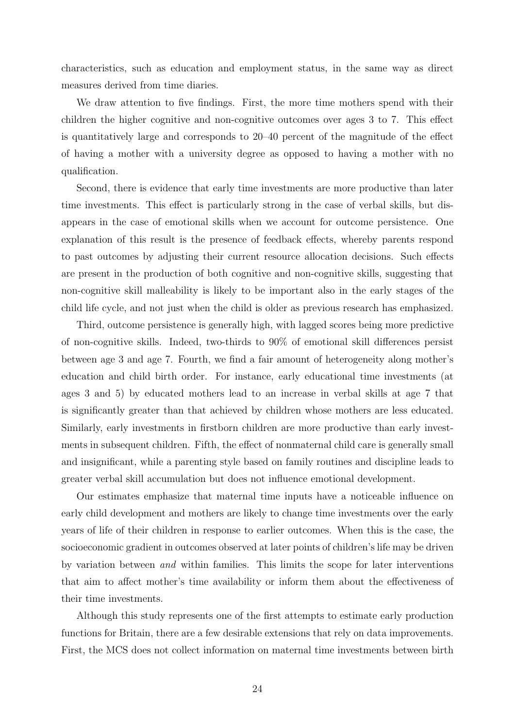characteristics, such as education and employment status, in the same way as direct measures derived from time diaries.

We draw attention to five findings. First, the more time mothers spend with their children the higher cognitive and non-cognitive outcomes over ages 3 to 7. This effect is quantitatively large and corresponds to 20–40 percent of the magnitude of the effect of having a mother with a university degree as opposed to having a mother with no qualification.

Second, there is evidence that early time investments are more productive than later time investments. This effect is particularly strong in the case of verbal skills, but disappears in the case of emotional skills when we account for outcome persistence. One explanation of this result is the presence of feedback effects, whereby parents respond to past outcomes by adjusting their current resource allocation decisions. Such effects are present in the production of both cognitive and non-cognitive skills, suggesting that non-cognitive skill malleability is likely to be important also in the early stages of the child life cycle, and not just when the child is older as previous research has emphasized.

Third, outcome persistence is generally high, with lagged scores being more predictive of non-cognitive skills. Indeed, two-thirds to 90% of emotional skill differences persist between age 3 and age 7. Fourth, we find a fair amount of heterogeneity along mother's education and child birth order. For instance, early educational time investments (at ages 3 and 5) by educated mothers lead to an increase in verbal skills at age 7 that is significantly greater than that achieved by children whose mothers are less educated. Similarly, early investments in firstborn children are more productive than early investments in subsequent children. Fifth, the effect of nonmaternal child care is generally small and insignificant, while a parenting style based on family routines and discipline leads to greater verbal skill accumulation but does not influence emotional development.

Our estimates emphasize that maternal time inputs have a noticeable influence on early child development and mothers are likely to change time investments over the early years of life of their children in response to earlier outcomes. When this is the case, the socioeconomic gradient in outcomes observed at later points of children's life may be driven by variation between *and* within families. This limits the scope for later interventions that aim to affect mother's time availability or inform them about the effectiveness of their time investments.

Although this study represents one of the first attempts to estimate early production functions for Britain, there are a few desirable extensions that rely on data improvements. First, the MCS does not collect information on maternal time investments between birth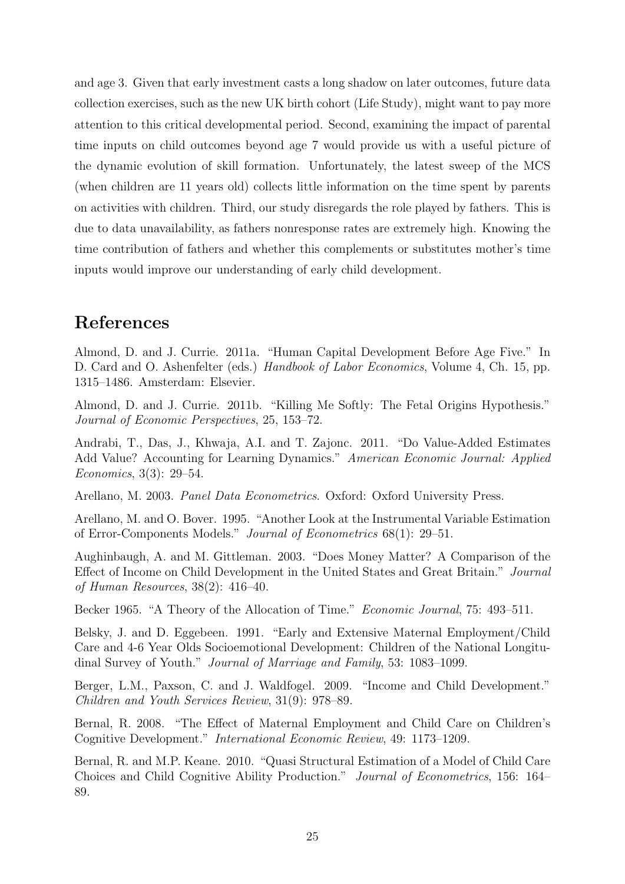and age 3. Given that early investment casts a long shadow on later outcomes, future data collection exercises, such as the new UK birth cohort (Life Study), might want to pay more attention to this critical developmental period. Second, examining the impact of parental time inputs on child outcomes beyond age 7 would provide us with a useful picture of the dynamic evolution of skill formation. Unfortunately, the latest sweep of the MCS (when children are 11 years old) collects little information on the time spent by parents on activities with children. Third, our study disregards the role played by fathers. This is due to data unavailability, as fathers nonresponse rates are extremely high. Knowing the time contribution of fathers and whether this complements or substitutes mother's time inputs would improve our understanding of early child development.

## References

Almond, D. and J. Currie. 2011a. "Human Capital Development Before Age Five." In D. Card and O. Ashenfelter (eds.) *Handbook of Labor Economics*, Volume 4, Ch. 15, pp. 1315–1486. Amsterdam: Elsevier.

Almond, D. and J. Currie. 2011b. "Killing Me Softly: The Fetal Origins Hypothesis." *Journal of Economic Perspectives*, 25, 153–72.

Andrabi, T., Das, J., Khwaja, A.I. and T. Zajonc. 2011. "Do Value-Added Estimates Add Value? Accounting for Learning Dynamics." *American Economic Journal: Applied Economics*, 3(3): 29–54.

Arellano, M. 2003. *Panel Data Econometrics*. Oxford: Oxford University Press.

Arellano, M. and O. Bover. 1995. "Another Look at the Instrumental Variable Estimation of Error-Components Models." *Journal of Econometrics* 68(1): 29–51.

Aughinbaugh, A. and M. Gittleman. 2003. "Does Money Matter? A Comparison of the Effect of Income on Child Development in the United States and Great Britain." *Journal of Human Resources*, 38(2): 416–40.

Becker 1965. "A Theory of the Allocation of Time." *Economic Journal*, 75: 493–511.

Belsky, J. and D. Eggebeen. 1991. "Early and Extensive Maternal Employment/Child Care and 4-6 Year Olds Socioemotional Development: Children of the National Longitudinal Survey of Youth." *Journal of Marriage and Family*, 53: 1083–1099.

Berger, L.M., Paxson, C. and J. Waldfogel. 2009. "Income and Child Development." *Children and Youth Services Review*, 31(9): 978–89.

Bernal, R. 2008. "The Effect of Maternal Employment and Child Care on Children's Cognitive Development." *International Economic Review*, 49: 1173–1209.

Bernal, R. and M.P. Keane. 2010. "Quasi Structural Estimation of a Model of Child Care Choices and Child Cognitive Ability Production." *Journal of Econometrics*, 156: 164–89.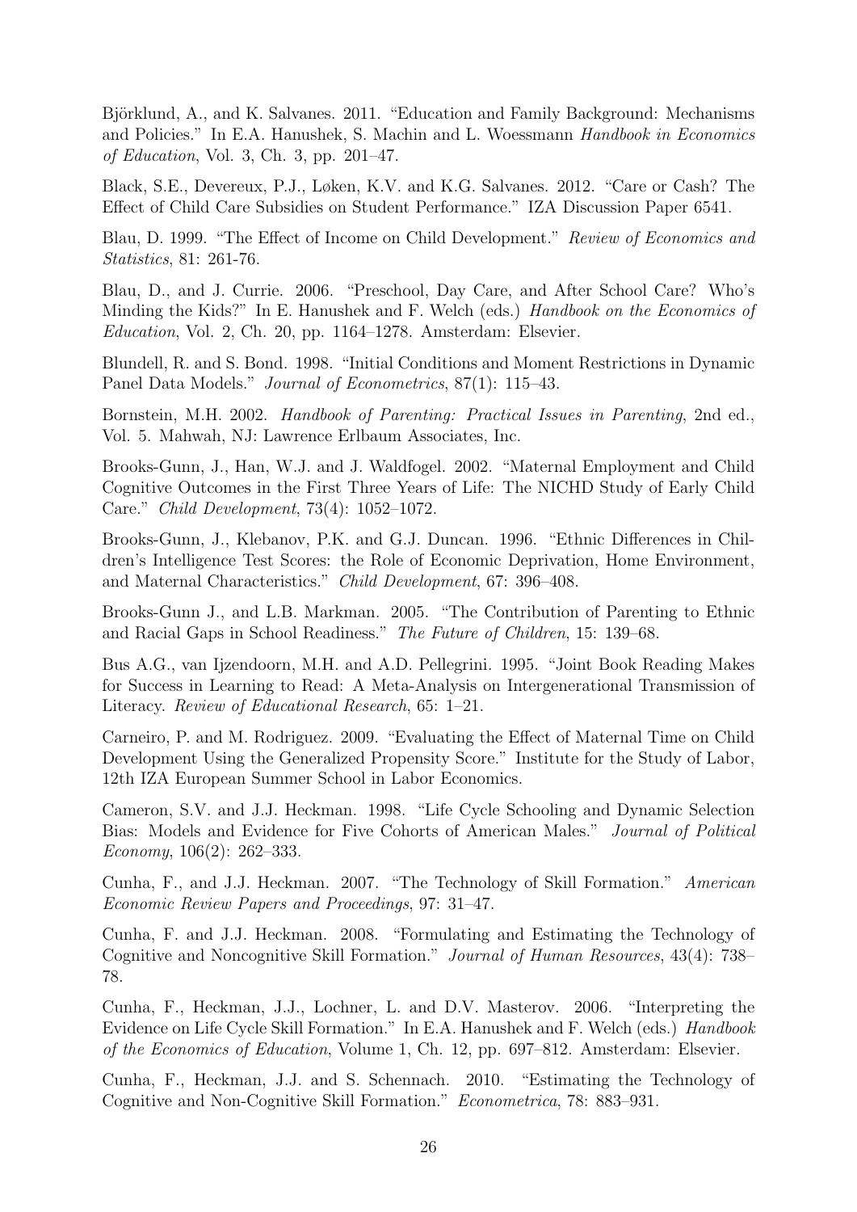Björklund, A., and K. Salvanes. 2011. "Education and Family Background: Mechanisms and Policies." In E.A. Hanushek, S. Machin and L. Woessmann *Handbook in Economics of Education*, Vol. 3, Ch. 3, pp. 201–47.

Black, S.E., Devereux, P.J., Løken, K.V. and K.G. Salvanes. 2012. "Care or Cash? The Effect of Child Care Subsidies on Student Performance." IZA Discussion Paper 6541.

Blau, D. 1999. "The Effect of Income on Child Development." *Review of Economics and Statistics*, 81: 261-76.

Blau, D., and J. Currie. 2006. "Preschool, Day Care, and After School Care? Who's Minding the Kids?" In E. Hanushek and F. Welch (eds.) *Handbook on the Economics of Education*, Vol. 2, Ch. 20, pp. 1164–1278. Amsterdam: Elsevier.

Blundell, R. and S. Bond. 1998. "Initial Conditions and Moment Restrictions in Dynamic Panel Data Models." *Journal of Econometrics*, 87(1): 115–43.

Bornstein, M.H. 2002. *Handbook of Parenting: Practical Issues in Parenting*, 2nd ed., Vol. 5. Mahwah, NJ: Lawrence Erlbaum Associates, Inc.

Brooks-Gunn, J., Han, W.J. and J. Waldfogel. 2002. "Maternal Employment and Child Cognitive Outcomes in the First Three Years of Life: The NICHD Study of Early Child Care." *Child Development*, 73(4): 1052–1072.

Brooks-Gunn, J., Klebanov, P.K. and G.J. Duncan. 1996. "Ethnic Differences in Children's Intelligence Test Scores: the Role of Economic Deprivation, Home Environment, and Maternal Characteristics." *Child Development*, 67: 396–408.

Brooks-Gunn J., and L.B. Markman. 2005. "The Contribution of Parenting to Ethnic and Racial Gaps in School Readiness." *The Future of Children*, 15: 139–68.

Bus A.G., van Ijzendoorn, M.H. and A.D. Pellegrini. 1995. "Joint Book Reading Makes for Success in Learning to Read: A Meta-Analysis on Intergenerational Transmission of Literacy. *Review of Educational Research*, 65: 1–21.

Carneiro, P. and M. Rodriguez. 2009. "Evaluating the Effect of Maternal Time on Child Development Using the Generalized Propensity Score." Institute for the Study of Labor, 12th IZA European Summer School in Labor Economics.

Cameron, S.V. and J.J. Heckman. 1998. "Life Cycle Schooling and Dynamic Selection Bias: Models and Evidence for Five Cohorts of American Males." *Journal of Political Economy*, 106(2): 262–333.

Cunha, F., and J.J. Heckman. 2007. "The Technology of Skill Formation." *American Economic Review Papers and Proceedings*, 97: 31–47.

Cunha, F. and J.J. Heckman. 2008. "Formulating and Estimating the Technology of Cognitive and Noncognitive Skill Formation." *Journal of Human Resources*, 43(4): 738–78.

Cunha, F., Heckman, J.J., Lochner, L. and D.V. Masterov. 2006. "Interpreting the Evidence on Life Cycle Skill Formation." In E.A. Hanushek and F. Welch (eds.) *Handbook of the Economics of Education*, Volume 1, Ch. 12, pp. 697–812. Amsterdam: Elsevier.

Cunha, F., Heckman, J.J. and S. Schennach. 2010. "Estimating the Technology of Cognitive and Non-Cognitive Skill Formation." *Econometrica*, 78: 883–931.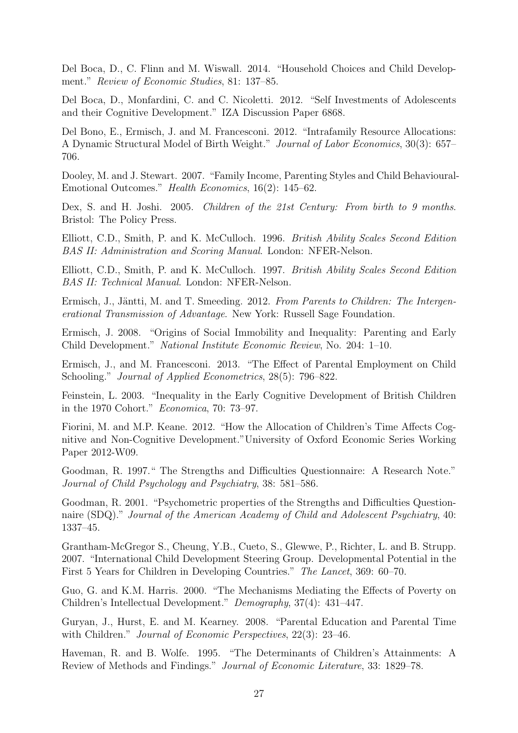Del Boca, D., C. Flinn and M. Wiswall. 2014. "Household Choices and Child Development." *Review of Economic Studies*, 81: 137–85.

Del Boca, D., Monfardini, C. and C. Nicoletti. 2012. "Self Investments of Adolescents and their Cognitive Development." IZA Discussion Paper 6868.

Del Bono, E., Ermisch, J. and M. Francesconi. 2012. "Intrafamily Resource Allocations: A Dynamic Structural Model of Birth Weight." *Journal of Labor Economics*, 30(3): 657–706.

Dooley, M. and J. Stewart. 2007. "Family Income, Parenting Styles and Child Behavioural-Emotional Outcomes." *Health Economics*, 16(2): 145–62.

Dex, S. and H. Joshi. 2005. *Children of the 21st Century: From birth to 9 months*. Bristol: The Policy Press.

Elliott, C.D., Smith, P. and K. McCulloch. 1996. *British Ability Scales Second Edition BAS II: Administration and Scoring Manual*. London: NFER-Nelson.

Elliott, C.D., Smith, P. and K. McCulloch. 1997. *British Ability Scales Second Edition BAS II: Technical Manual*. London: NFER-Nelson.

Ermisch, J., Jäntti, M. and T. Smeeding. 2012. *From Parents to Children: The Intergenerational Transmission of Advantage*. New York: Russell Sage Foundation.

Ermisch, J. 2008. "Origins of Social Immobility and Inequality: Parenting and Early Child Development." *National Institute Economic Review*, No. 204: 1–10.

Ermisch, J., and M. Francesconi. 2013. "The Effect of Parental Employment on Child Schooling." *Journal of Applied Econometrics*, 28(5): 796–822.

Feinstein, L. 2003. "Inequality in the Early Cognitive Development of British Children in the 1970 Cohort." *Economica*, 70: 73–97.

Fiorini, M. and M.P. Keane. 2012. "How the Allocation of Children's Time Affects Cognitive and Non-Cognitive Development."University of Oxford Economic Series Working Paper 2012-W09.

Goodman, R. 1997." The Strengths and Difficulties Questionnaire: A Research Note." *Journal of Child Psychology and Psychiatry*, 38: 581–586.

Goodman, R. 2001. "Psychometric properties of the Strengths and Difficulties Questionnaire (SDQ)." *Journal of the American Academy of Child and Adolescent Psychiatry*, 40: 1337–45.

Grantham-McGregor S., Cheung, Y.B., Cueto, S., Glewwe, P., Richter, L. and B. Strupp. 2007. "International Child Development Steering Group. Developmental Potential in the First 5 Years for Children in Developing Countries." *The Lancet*, 369: 60–70.

Guo, G. and K.M. Harris. 2000. "The Mechanisms Mediating the Effects of Poverty on Children's Intellectual Development." *Demography*, 37(4): 431–447.

Guryan, J., Hurst, E. and M. Kearney. 2008. "Parental Education and Parental Time with Children." *Journal of Economic Perspectives*, 22(3): 23–46.

Haveman, R. and B. Wolfe. 1995. "The Determinants of Children's Attainments: A Review of Methods and Findings." *Journal of Economic Literature*, 33: 1829–78.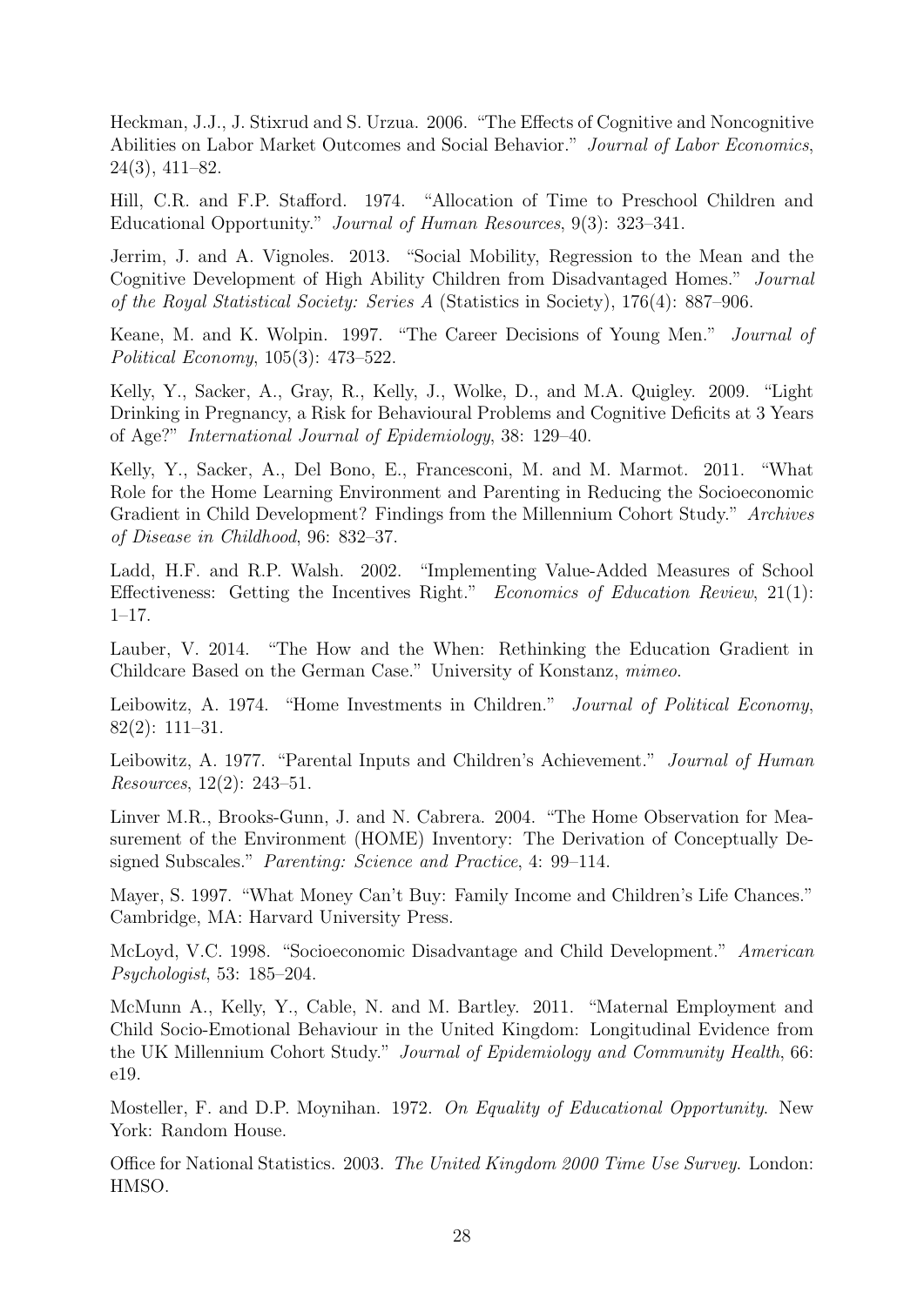Heckman, J.J., J. Stixrud and S. Urzua. 2006. "The Effects of Cognitive and Noncognitive Abilities on Labor Market Outcomes and Social Behavior." *Journal of Labor Economics*, 24(3), 411–82.

Hill, C.R. and F.P. Stafford. 1974. "Allocation of Time to Preschool Children and Educational Opportunity." *Journal of Human Resources*, 9(3): 323–341.

Jerrim, J. and A. Vignoles. 2013. "Social Mobility, Regression to the Mean and the Cognitive Development of High Ability Children from Disadvantaged Homes." *Journal of the Royal Statistical Society: Series A* (Statistics in Society), 176(4): 887–906.

Keane, M. and K. Wolpin. 1997. "The Career Decisions of Young Men." *Journal of Political Economy*, 105(3): 473–522.

Kelly, Y., Sacker, A., Gray, R., Kelly, J., Wolke, D., and M.A. Quigley. 2009. "Light Drinking in Pregnancy, a Risk for Behavioural Problems and Cognitive Deficits at 3 Years of Age?" *International Journal of Epidemiology*, 38: 129–40.

Kelly, Y., Sacker, A., Del Bono, E., Francesconi, M. and M. Marmot. 2011. "What Role for the Home Learning Environment and Parenting in Reducing the Socioeconomic Gradient in Child Development? Findings from the Millennium Cohort Study." *Archives of Disease in Childhood*, 96: 832–37.

Ladd, H.F. and R.P. Walsh. 2002. "Implementing Value-Added Measures of School Effectiveness: Getting the Incentives Right." *Economics of Education Review*, 21(1): 1–17.

Lauber, V. 2014. "The How and the When: Rethinking the Education Gradient in Childcare Based on the German Case." University of Konstanz, *mimeo*.

Leibowitz, A. 1974. "Home Investments in Children." *Journal of Political Economy*, 82(2): 111–31.

Leibowitz, A. 1977. "Parental Inputs and Children's Achievement." *Journal of Human Resources*, 12(2): 243–51.

Linver M.R., Brooks-Gunn, J. and N. Cabrera. 2004. "The Home Observation for Measurement of the Environment (HOME) Inventory: The Derivation of Conceptually Designed Subscales." *Parenting: Science and Practice*, 4: 99–114.

Mayer, S. 1997. "What Money Can't Buy: Family Income and Children's Life Chances." Cambridge, MA: Harvard University Press.

McLoyd, V.C. 1998. "Socioeconomic Disadvantage and Child Development." *American Psychologist*, 53: 185–204.

McMunn A., Kelly, Y., Cable, N. and M. Bartley. 2011. "Maternal Employment and Child Socio-Emotional Behaviour in the United Kingdom: Longitudinal Evidence from the UK Millennium Cohort Study." *Journal of Epidemiology and Community Health*, 66: e19.

Mosteller, F. and D.P. Moynihan. 1972. *On Equality of Educational Opportunity*. New York: Random House.

Office for National Statistics. 2003. *The United Kingdom 2000 Time Use Survey*. London: HMSO.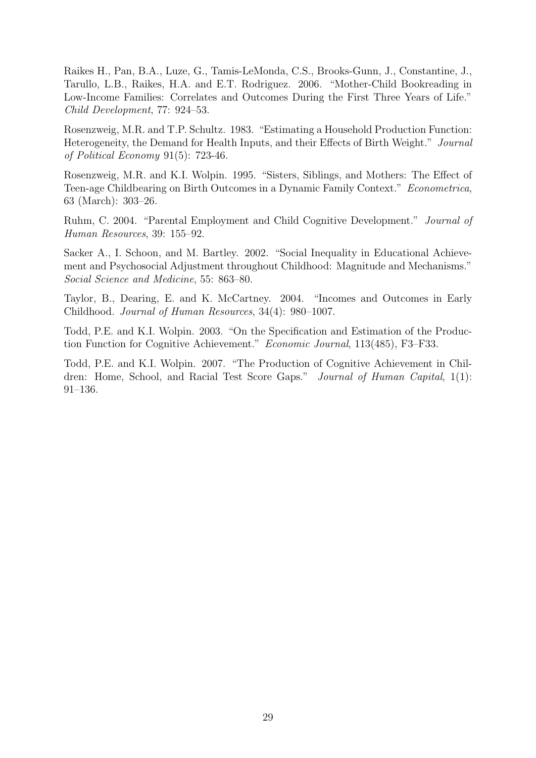Raikes H., Pan, B.A., Luze, G., Tamis-LeMonda, C.S., Brooks-Gunn, J., Constantine, J., Tarullo, L.B., Raikes, H.A. and E.T. Rodriguez. 2006. "Mother-Child Bookreading in Low-Income Families: Correlates and Outcomes During the First Three Years of Life." *Child Development*, 77: 924–53.

Rosenzweig, M.R. and T.P. Schultz. 1983. "Estimating a Household Production Function: Heterogeneity, the Demand for Health Inputs, and their Effects of Birth Weight." *Journal of Political Economy* 91(5): 723-46.

Rosenzweig, M.R. and K.I. Wolpin. 1995. "Sisters, Siblings, and Mothers: The Effect of Teen-age Childbearing on Birth Outcomes in a Dynamic Family Context." *Econometrica*, 63 (March): 303–26.

Ruhm, C. 2004. "Parental Employment and Child Cognitive Development." *Journal of Human Resources*, 39: 155–92.

Sacker A., I. Schoon, and M. Bartley. 2002. "Social Inequality in Educational Achievement and Psychosocial Adjustment throughout Childhood: Magnitude and Mechanisms." *Social Science and Medicine*, 55: 863–80.

Taylor, B., Dearing, E. and K. McCartney. 2004. "Incomes and Outcomes in Early Childhood. *Journal of Human Resources*, 34(4): 980–1007.

Todd, P.E. and K.I. Wolpin. 2003. "On the Specification and Estimation of the Production Function for Cognitive Achievement." *Economic Journal*, 113(485), F3–F33.

Todd, P.E. and K.I. Wolpin. 2007. "The Production of Cognitive Achievement in Children: Home, School, and Racial Test Score Gaps." *Journal of Human Capital*, 1(1): 91–136.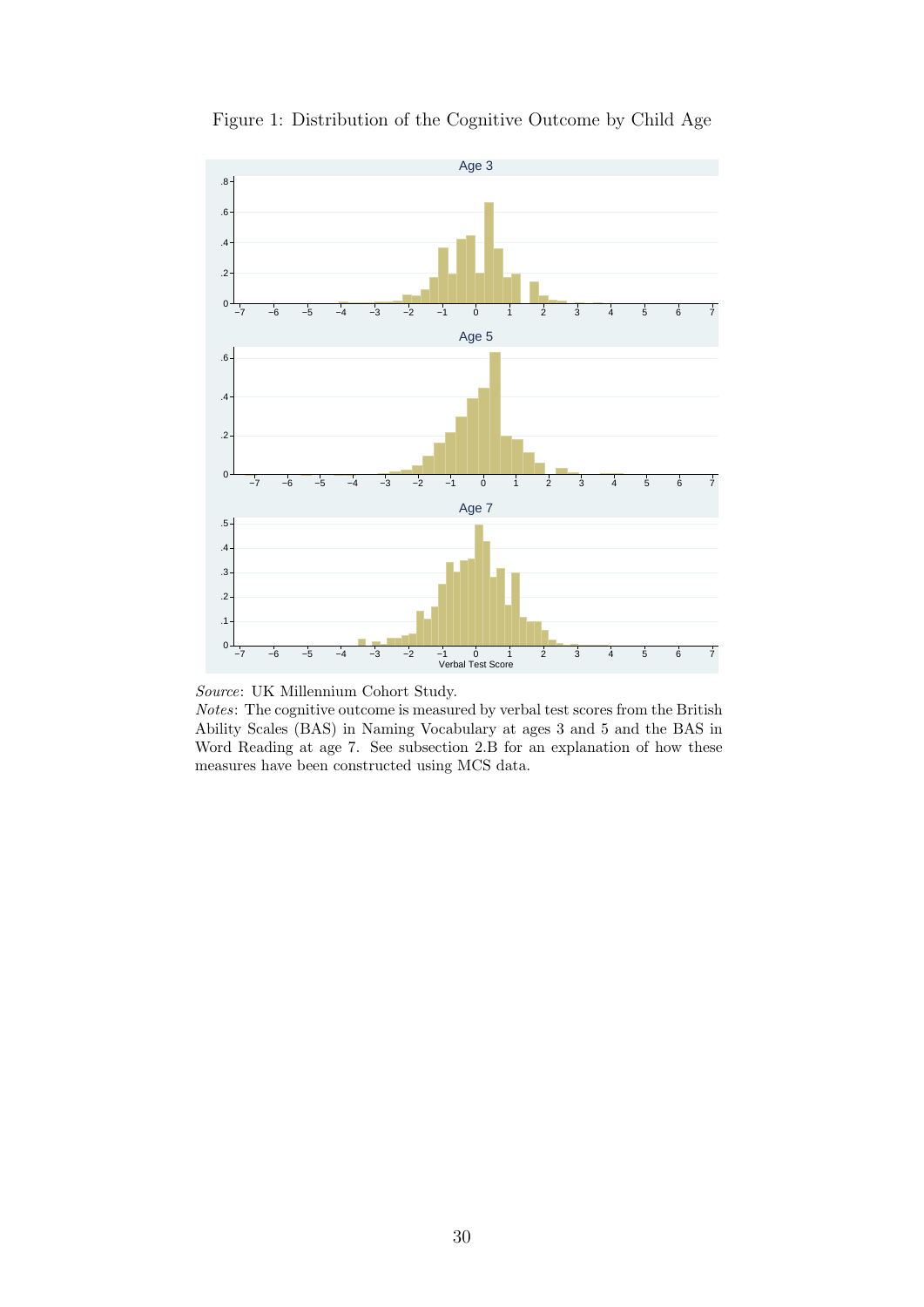Figure 1: Distribution of the Cognitive Outcome by Child Age

*Source*: UK Millennium Cohort Study.
*Notes*: The cognitive outcome is measured by verbal test scores from the British Ability Scales (BAS) in Naming Vocabulary at ages 3 and 5 and the BAS in Word Reading at age 7. See subsection 2.B for an explanation of how these measures have been constructed using MCS data.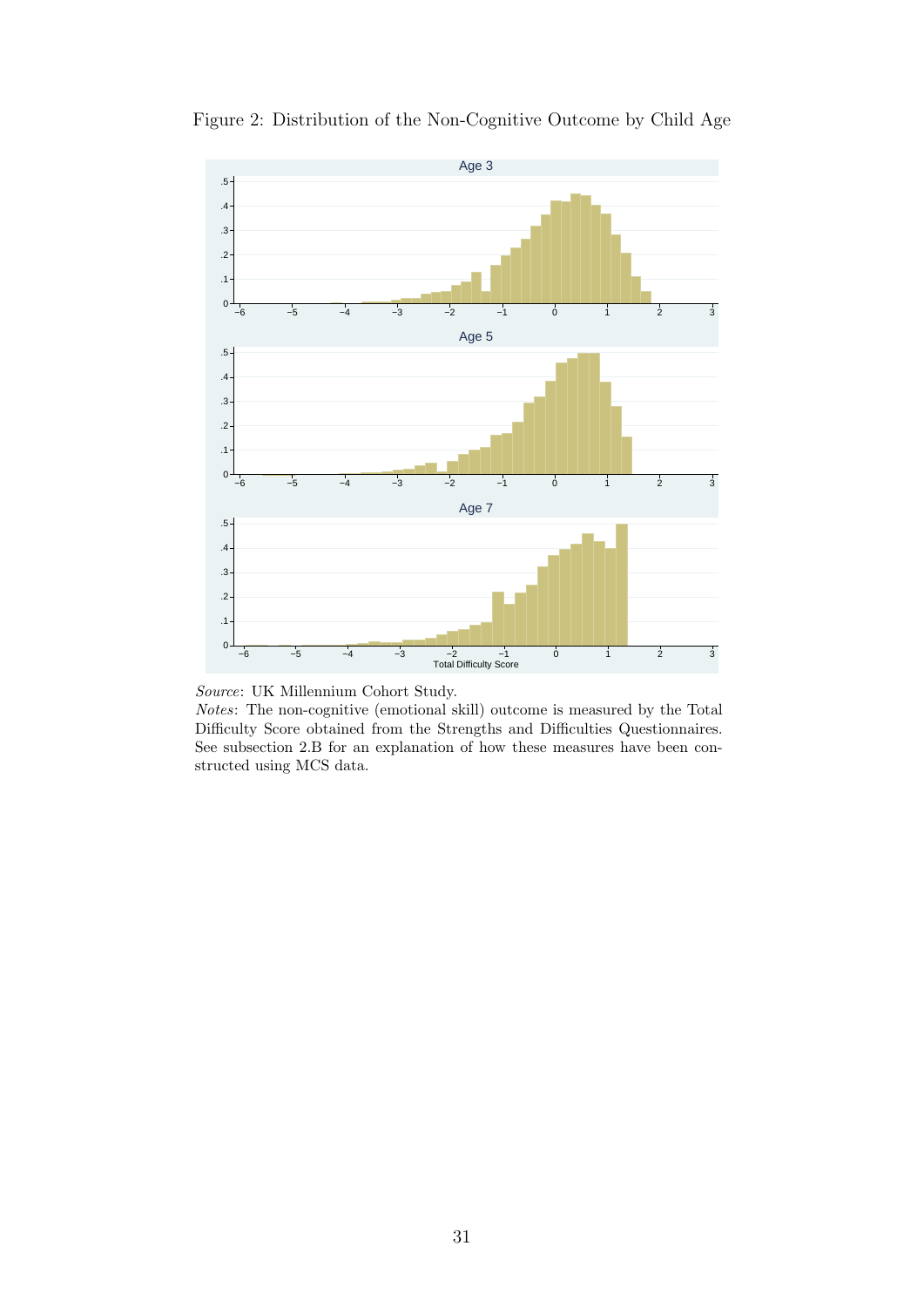Figure 2: Distribution of the Non-Cognitive Outcome by Child Age

*Source*: UK Millennium Cohort Study.
*Notes*: The non-cognitive (emotional skill) outcome is measured by the Total Difficulty Score obtained from the Strengths and Difficulties Questionnaires. See subsection 2.B for an explanation of how these measures have been constructed using MCS data.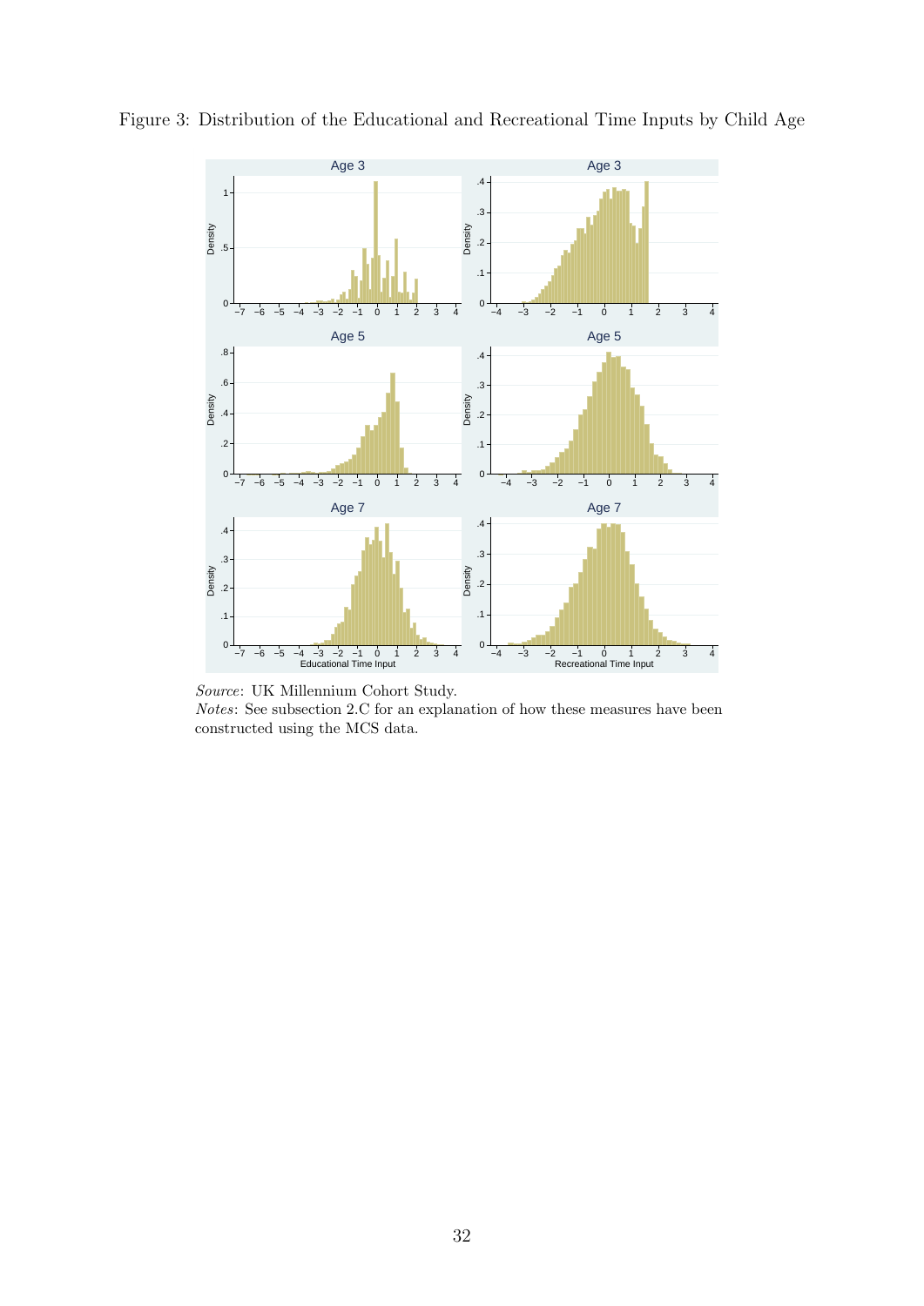Figure 3: Distribution of the Educational and Recreational Time Inputs by Child Age

*Source*: UK Millennium Cohort Study.
*Notes*: See subsection 2.C for an explanation of how these measures have been constructed using the MCS data.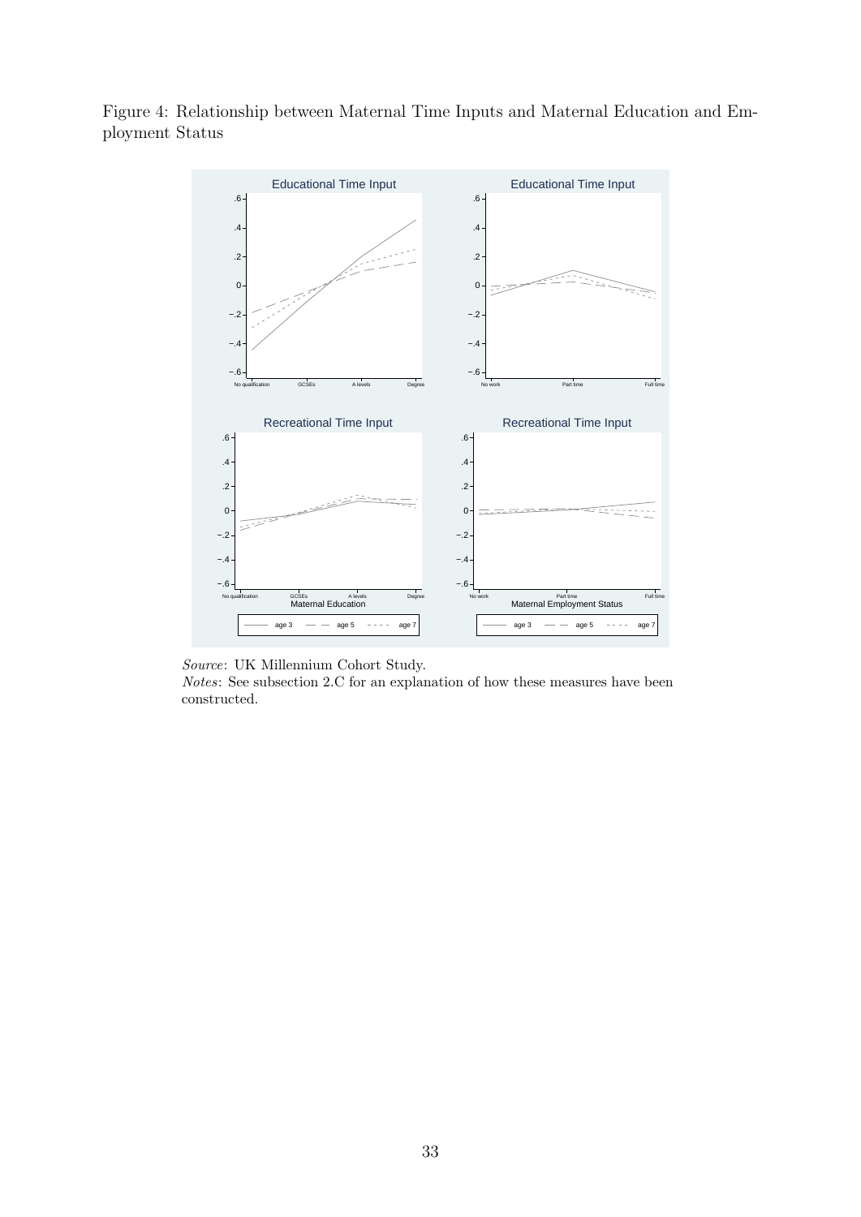Figure 4: Relationship between Maternal Time Inputs and Maternal Education and Employment Status

*Source*: UK Millennium Cohort Study.
*Notes*: See subsection 2.C for an explanation of how these measures have been constructed.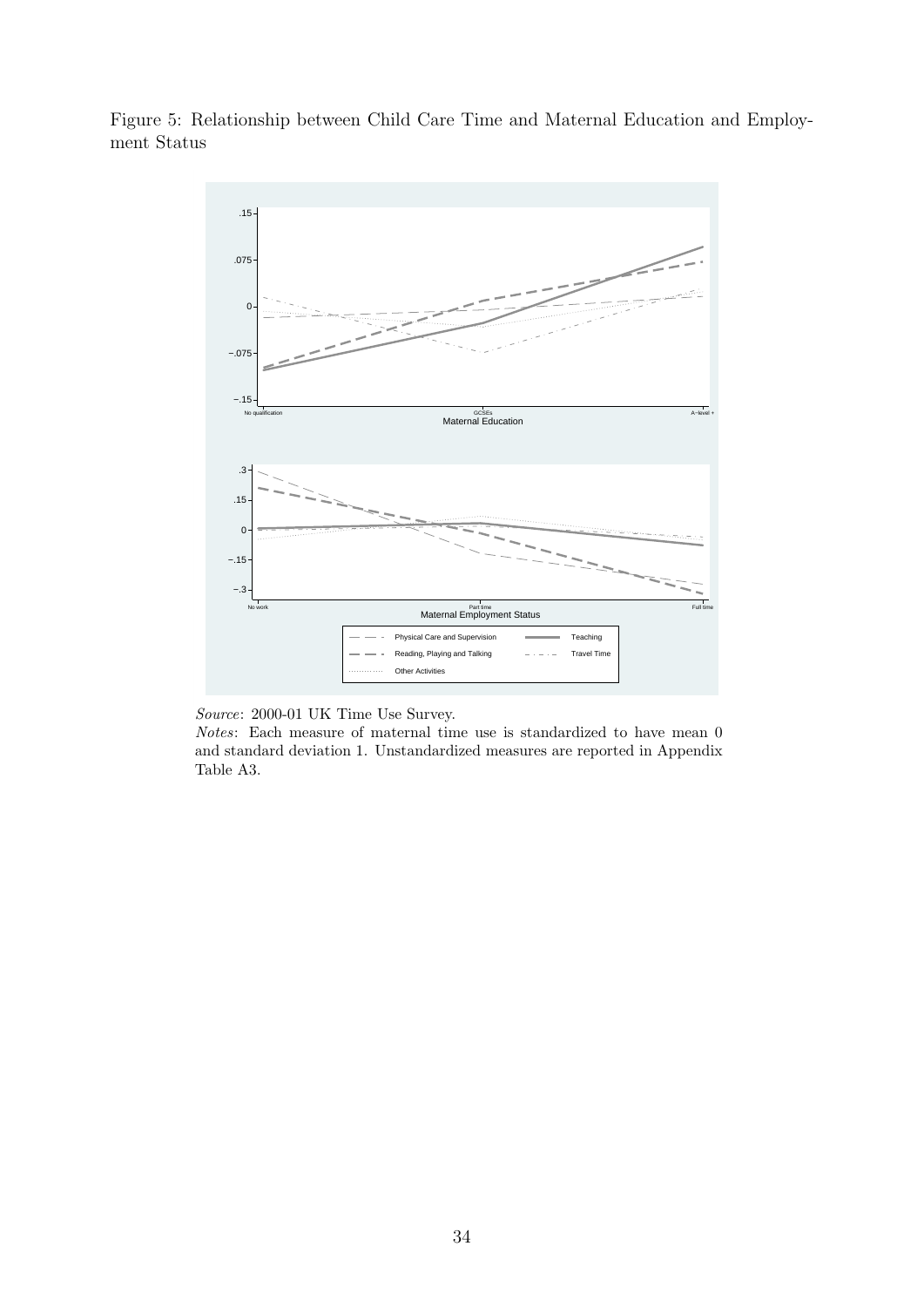Figure 5: Relationship between Child Care Time and Maternal Education and Employment Status

*Source*: 2000-01 UK Time Use Survey.

*Notes*: Each measure of maternal time use is standardized to have mean 0 and standard deviation 1. Unstandardized measures are reported in Appendix Table A3.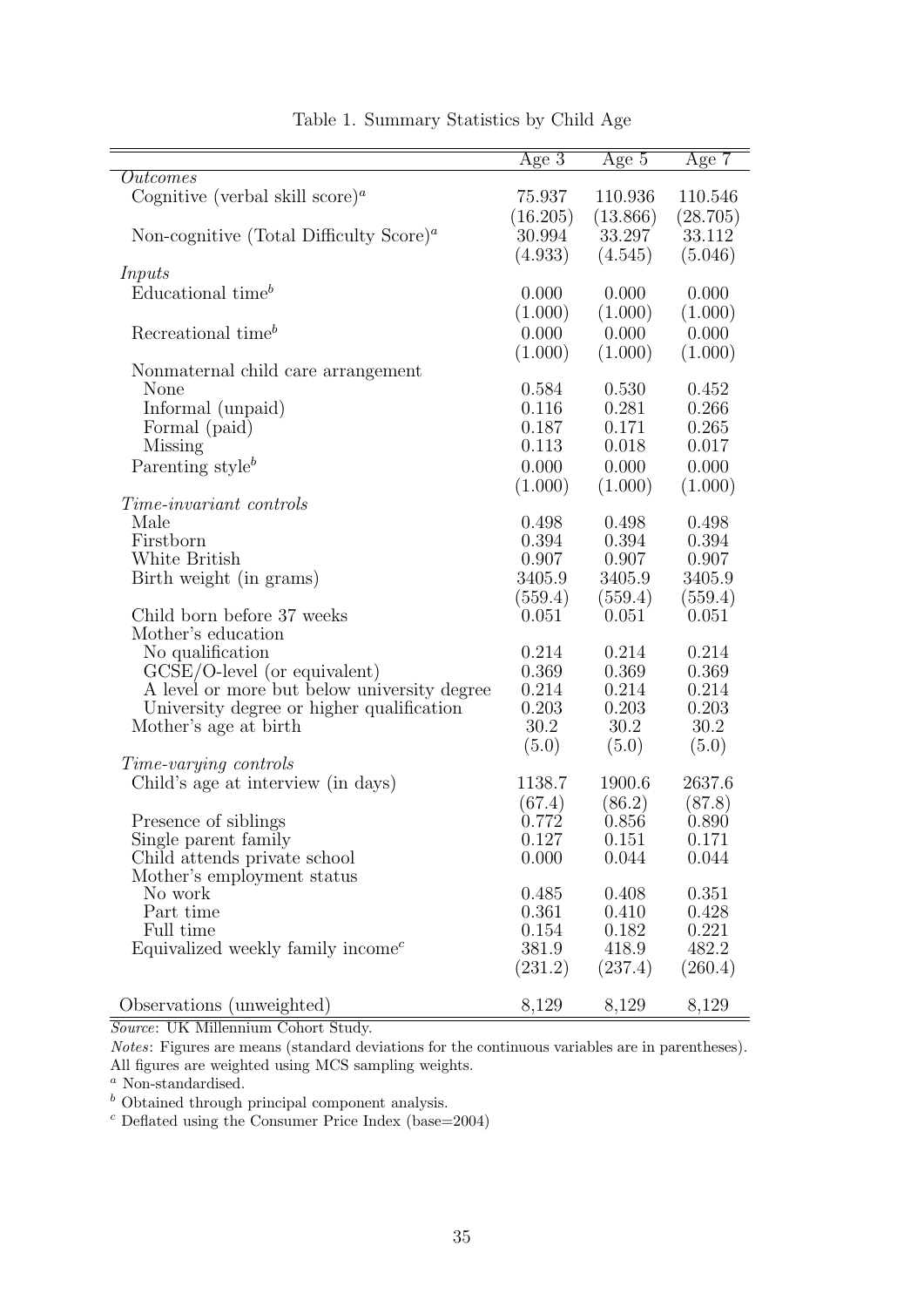Table 1. Summary Statistics by Child Age

| | Age 3 | Age 5 | Age 7 |
|---|---|---|---|
| *Outcomes* | | | |
| Cognitive (verbal skill score)[a] | 75.937 | 110.936 | 110.546 |
| | (16.205) | (13.866) | (28.705) |
| Non-cognitive (Total Difficulty Score)[a] | 30.994 | 33.297 | 33.112 |
| | (4.933) | (4.545) | (5.046) |
| *Inputs* | | | |
| Educational time[b] | 0.000 | 0.000 | 0.000 |
| | (1.000) | (1.000) | (1.000) |
| Recreational time[b] | 0.000 | 0.000 | 0.000 |
| | (1.000) | (1.000) | (1.000) |
| Nonmaternal child care arrangement | | | |
| None | 0.584 | 0.530 | 0.452 |
| Informal (unpaid) | 0.116 | 0.281 | 0.266 |
| Formal (paid) | 0.187 | 0.171 | 0.265 |
| Missing | 0.113 | 0.018 | 0.017 |
| Parenting style[b] | 0.000 | 0.000 | 0.000 |
| | (1.000) | (1.000) | (1.000) |
| *Time-invariant controls* | | | |
| Male | 0.498 | 0.498 | 0.498 |
| Firstborn | 0.394 | 0.394 | 0.394 |
| White British | 0.907 | 0.907 | 0.907 |
| Birth weight (in grams) | 3405.9 | 3405.9 | 3405.9 |
| | (559.4) | (559.4) | (559.4) |
| Child born before 37 weeks | 0.051 | 0.051 | 0.051 |
| Mother's education | | | |
| No qualification | 0.214 | 0.214 | 0.214 |
| GCSE/O-level (or equivalent) | 0.369 | 0.369 | 0.369 |
| A level or more but below university degree | 0.214 | 0.214 | 0.214 |
| University degree or higher qualification | 0.203 | 0.203 | 0.203 |
| Mother's age at birth | 30.2 | 30.2 | 30.2 |
| | (5.0) | (5.0) | (5.0) |
| *Time-varying controls* | | | |
| Child's age at interview (in days) | 1138.7 | 1900.6 | 2637.6 |
| | (67.4) | (86.2) | (87.8) |
| Presence of siblings | 0.772 | 0.856 | 0.890 |
| Single parent family | 0.127 | 0.151 | 0.171 |
| Child attends private school | 0.000 | 0.044 | 0.044 |
| Mother's employment status | | | |
| No work | 0.485 | 0.408 | 0.351 |
| Part time | 0.361 | 0.410 | 0.428 |
| Full time | 0.154 | 0.182 | 0.221 |
| Equivalized weekly family income[c] | 381.9 | 418.9 | 482.2 |
| | (231.2) | (237.4) | (260.4) |
| Observations (unweighted) | 8,129 | 8,129 | 8,129 |

*Source*: UK Millennium Cohort Study.

*Notes*: Figures are means (standard deviations for the continuous variables are in parentheses). All figures are weighted using MCS sampling weights.

[a] Non-standardised.

[b] Obtained through principal component analysis.

[c] Deflated using the Consumer Price Index (base=2004)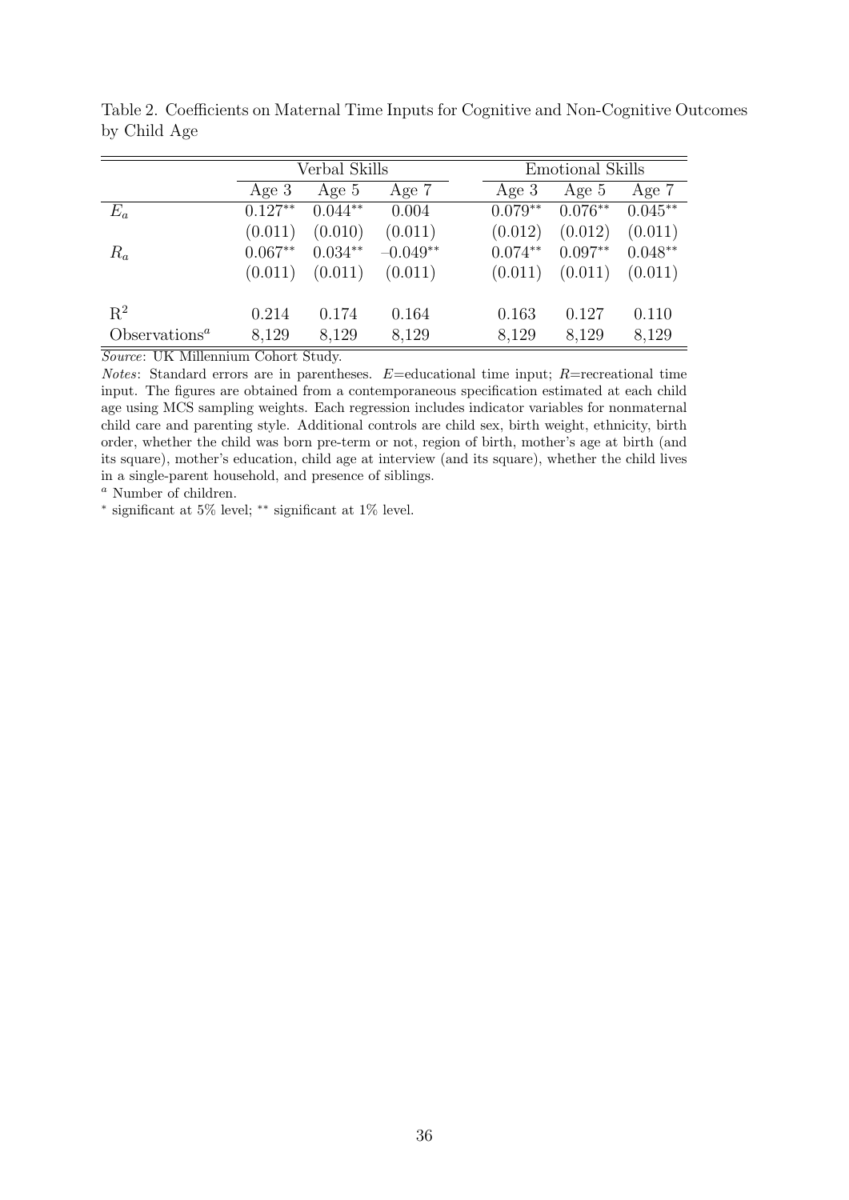Table 2. Coefficients on Maternal Time Inputs for Cognitive and Non-Cognitive Outcomes by Child Age

| | Verbal Skills | | | Emotional Skills | | |
|---|---|---|---|---|---|---|
| | Age 3 | Age 5 | Age 7 | Age 3 | Age 5 | Age 7 |
| $E_a$ | 0.127** | 0.044** | 0.004 | 0.079** | 0.076** | 0.045** |
| | (0.011) | (0.010) | (0.011) | (0.012) | (0.012) | (0.011) |
| $R_a$ | 0.067** | 0.034** | −0.049** | 0.074** | 0.097** | 0.048** |
| | (0.011) | (0.011) | (0.011) | (0.011) | (0.011) | (0.011) |
| $R^2$ | 0.214 | 0.174 | 0.164 | 0.163 | 0.127 | 0.110 |
| Observations[a] | 8,129 | 8,129 | 8,129 | 8,129 | 8,129 | 8,129 |

*Source*: UK Millennium Cohort Study.

*Notes*: Standard errors are in parentheses. $E$=educational time input; $R$=recreational time input. The figures are obtained from a contemporaneous specification estimated at each child age using MCS sampling weights. Each regression includes indicator variables for nonmaternal child care and parenting style. Additional controls are child sex, birth weight, ethnicity, birth order, whether the child was born pre-term or not, region of birth, mother's age at birth (and its square), mother's education, child age at interview (and its square), whether the child lives in a single-parent household, and presence of siblings.

[a] Number of children.

* significant at 5% level; ** significant at 1% level.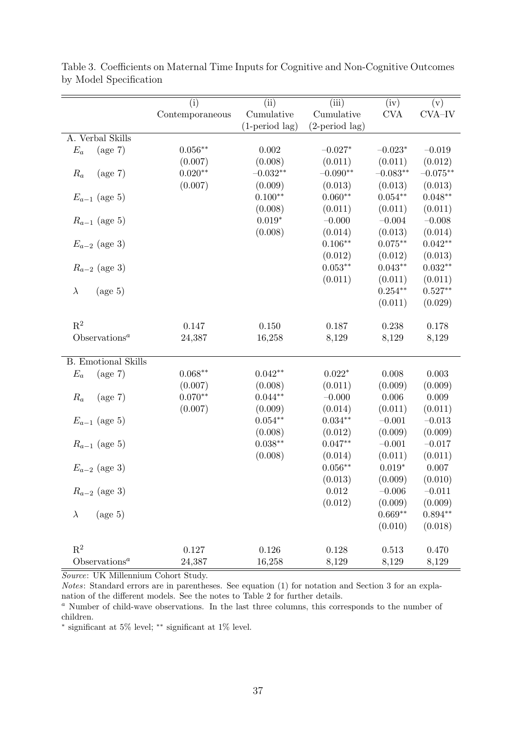Table 3. Coefficients on Maternal Time Inputs for Cognitive and Non-Cognitive Outcomes by Model Specification

| | (i) Contemporaneous | (ii) Cumulative (1-period lag) | (iii) Cumulative (2-period lag) | (iv) CVA | (v) CVA–IV |
|---|---|---|---|---|---|
| A. Verbal Skills | | | | | |
| $E_a$ (age 7) | $0.056^{**}$ | 0.002 | $-0.027^{*}$ | $-0.023^{*}$ | $-0.019$ |
| | (0.007) | (0.008) | (0.011) | (0.011) | (0.012) |
| $R_a$ (age 7) | $0.020^{**}$ | $-0.032^{**}$ | $-0.090^{**}$ | $-0.083^{**}$ | $-0.075^{**}$ |
| | (0.007) | (0.009) | (0.013) | (0.013) | (0.013) |
| $E_{a-1}$ (age 5) | | $0.100^{**}$ | $0.060^{**}$ | $0.054^{**}$ | $0.048^{**}$ |
| | | (0.008) | (0.011) | (0.011) | (0.011) |
| $R_{a-1}$ (age 5) | | $0.019^{*}$ | $-0.000$ | $-0.004$ | $-0.008$ |
| | | (0.008) | (0.014) | (0.013) | (0.014) |
| $E_{a-2}$ (age 3) | | | $0.106^{**}$ | $0.075^{**}$ | $0.042^{**}$ |
| | | | (0.012) | (0.012) | (0.013) |
| $R_{a-2}$ (age 3) | | | $0.053^{**}$ | $0.043^{**}$ | $0.032^{**}$ |
| | | | (0.011) | (0.011) | (0.011) |
| $\lambda$ (age 5) | | | | $0.254^{**}$ | $0.527^{**}$ |
| | | | | (0.011) | (0.029) |
| $R^2$ | 0.147 | 0.150 | 0.187 | 0.238 | 0.178 |
| Observations[a] | 24,387 | 16,258 | 8,129 | 8,129 | 8,129 |
| B. Emotional Skills | | | | | |
| $E_a$ (age 7) | $0.068^{**}$ | $0.042^{**}$ | $0.022^{*}$ | 0.008 | 0.003 |
| | (0.007) | (0.008) | (0.011) | (0.009) | (0.009) |
| $R_a$ (age 7) | $0.070^{**}$ | $0.044^{**}$ | $-0.000$ | 0.006 | 0.009 |
| | (0.007) | (0.009) | (0.014) | (0.011) | (0.011) |
| $E_{a-1}$ (age 5) | | $0.054^{**}$ | $0.034^{**}$ | $-0.001$ | $-0.013$ |
| | | (0.008) | (0.012) | (0.009) | (0.009) |
| $R_{a-1}$ (age 5) | | $0.038^{**}$ | $0.047^{**}$ | $-0.001$ | $-0.017$ |
| | | (0.008) | (0.014) | (0.011) | (0.011) |
| $E_{a-2}$ (age 3) | | | $0.056^{**}$ | $0.019^{*}$ | 0.007 |
| | | | (0.013) | (0.009) | (0.010) |
| $R_{a-2}$ (age 3) | | | 0.012 | $-0.006$ | $-0.011$ |
| | | | (0.012) | (0.009) | (0.009) |
| $\lambda$ (age 5) | | | | $0.669^{**}$ | $0.894^{**}$ |
| | | | | (0.010) | (0.018) |
| $R^2$ | 0.127 | 0.126 | 0.128 | 0.513 | 0.470 |
| Observations[a] | 24,387 | 16,258 | 8,129 | 8,129 | 8,129 |

*Source*: UK Millennium Cohort Study.

*Notes*: Standard errors are in parentheses. See equation (1) for notation and Section 3 for an explanation of the different models. See the notes to Table 2 for further details.

[a] Number of child-wave observations. In the last three columns, this corresponds to the number of children.

\* significant at 5% level; \*\* significant at 1% level.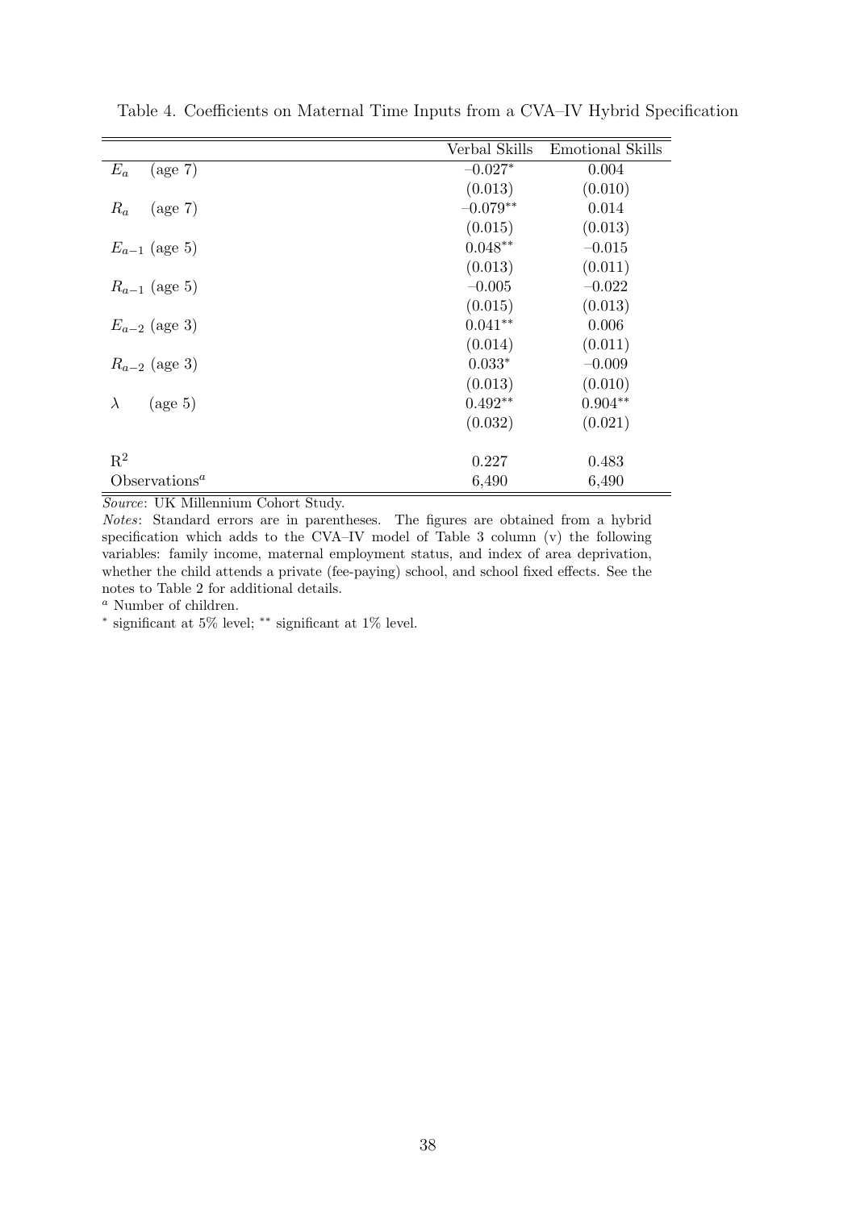Table 4. Coefficients on Maternal Time Inputs from a CVA–IV Hybrid Specification

| | Verbal Skills | Emotional Skills |
|---|---|---|
| $E_a$ (age 7) | –0.027* | 0.004 |
| | (0.013) | (0.010) |
| $R_a$ (age 7) | –0.079** | 0.014 |
| | (0.015) | (0.013) |
| $E_{a-1}$ (age 5) | 0.048** | –0.015 |
| | (0.013) | (0.011) |
| $R_{a-1}$ (age 5) | –0.005 | –0.022 |
| | (0.015) | (0.013) |
| $E_{a-2}$ (age 3) | 0.041** | 0.006 |
| | (0.014) | (0.011) |
| $R_{a-2}$ (age 3) | 0.033* | –0.009 |
| | (0.013) | (0.010) |
| $\lambda$ (age 5) | 0.492** | 0.904** |
| | (0.032) | (0.021) |
| $R^2$ | 0.227 | 0.483 |
| Observations[a] | 6,490 | 6,490 |

*Source*: UK Millennium Cohort Study.

*Notes*: Standard errors are in parentheses. The figures are obtained from a hybrid specification which adds to the CVA–IV model of Table 3 column (v) the following variables: family income, maternal employment status, and index of area deprivation, whether the child attends a private (fee-paying) school, and school fixed effects. See the notes to Table 2 for additional details.

[a] Number of children.

* significant at 5% level; ** significant at 1% level.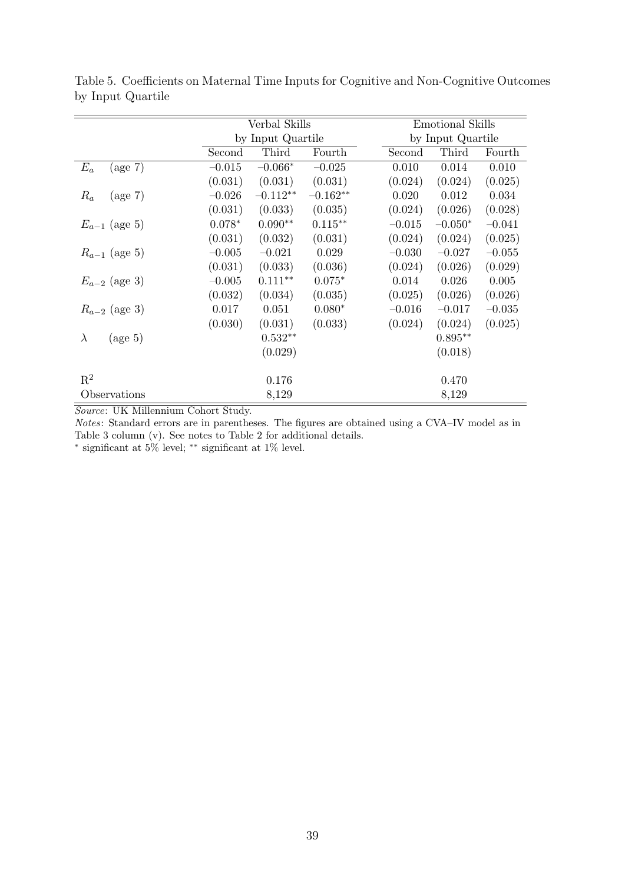Table 5. Coefficients on Maternal Time Inputs for Cognitive and Non-Cognitive Outcomes by Input Quartile

| | Verbal Skills by Input Quartile | | | Emotional Skills by Input Quartile | | |
|---|---|---|---|---|---|---|
| | Second | Third | Fourth | Second | Third | Fourth |
| $E_a$ (age 7) | $-0.015$ | $-0.066^{*}$ | $-0.025$ | 0.010 | 0.014 | 0.010 |
| | (0.031) | (0.031) | (0.031) | (0.024) | (0.024) | (0.025) |
| $R_a$ (age 7) | $-0.026$ | $-0.112^{**}$ | $-0.162^{**}$ | 0.020 | 0.012 | 0.034 |
| | (0.031) | (0.033) | (0.035) | (0.024) | (0.026) | (0.028) |
| $E_{a-1}$ (age 5) | $0.078^{*}$ | $0.090^{**}$ | $0.115^{**}$ | $-0.015$ | $-0.050^{*}$ | $-0.041$ |
| | (0.031) | (0.032) | (0.031) | (0.024) | (0.024) | (0.025) |
| $R_{a-1}$ (age 5) | $-0.005$ | $-0.021$ | 0.029 | $-0.030$ | $-0.027$ | $-0.055$ |
| | (0.031) | (0.033) | (0.036) | (0.024) | (0.026) | (0.029) |
| $E_{a-2}$ (age 3) | $-0.005$ | $0.111^{**}$ | $0.075^{*}$ | 0.014 | 0.026 | 0.005 |
| | (0.032) | (0.034) | (0.035) | (0.025) | (0.026) | (0.026) |
| $R_{a-2}$ (age 3) | 0.017 | 0.051 | $0.080^{*}$ | $-0.016$ | $-0.017$ | $-0.035$ |
| | (0.030) | (0.031) | (0.033) | (0.024) | (0.024) | (0.025) |
| $\lambda$ (age 5) | | $0.532^{**}$ | | | $0.895^{**}$ | |
| | | (0.029) | | | (0.018) | |
| $R^2$ | | 0.176 | | | 0.470 | |
| Observations | | 8,129 | | | 8,129 | |

*Source*: UK Millennium Cohort Study.

*Notes*: Standard errors are in parentheses. The figures are obtained using a CVA–IV model as in Table 3 column (v). See notes to Table 2 for additional details.

$^{*}$ significant at 5% level; $^{**}$ significant at 1% level.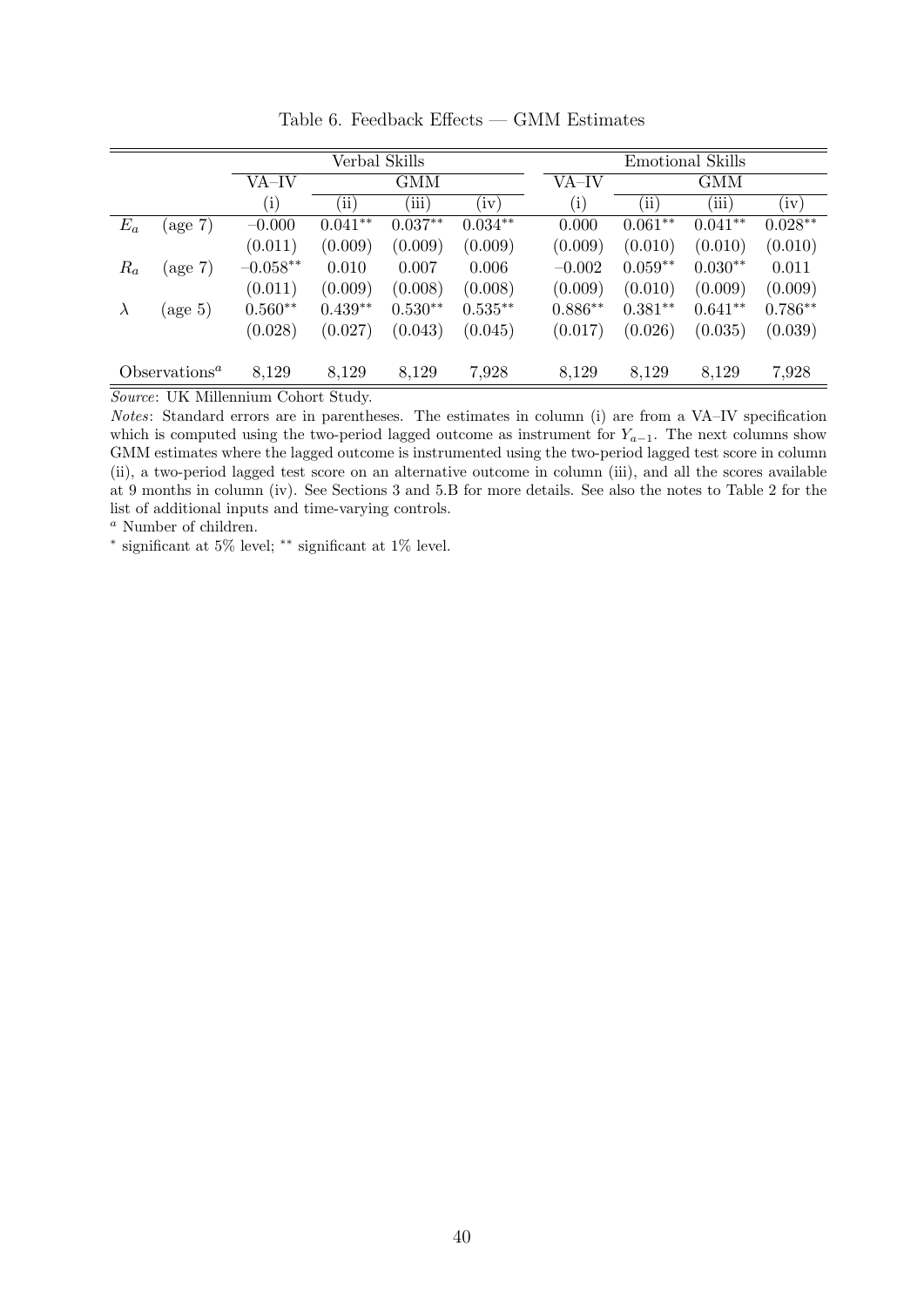Table 6. Feedback Effects — GMM Estimates

| | | Verbal Skills | | | | Emotional Skills | | | |
|---|---|---|---|---|---|---|---|---|---|
| | | VA–IV | GMM | | | VA–IV | GMM | | |
| | | (i) | (ii) | (iii) | (iv) | (i) | (ii) | (iii) | (iv) |
| $E_a$ | (age 7) | −0.000 | $0.041^{**}$ | $0.037^{**}$ | $0.034^{**}$ | 0.000 | $0.061^{**}$ | $0.041^{**}$ | $0.028^{**}$ |
| | | (0.011) | (0.009) | (0.009) | (0.009) | (0.009) | (0.010) | (0.010) | (0.010) |
| $R_a$ | (age 7) | $-0.058^{**}$ | 0.010 | 0.007 | 0.006 | −0.002 | $0.059^{**}$ | $0.030^{**}$ | 0.011 |
| | | (0.011) | (0.009) | (0.008) | (0.008) | (0.009) | (0.010) | (0.009) | (0.009) |
| $\lambda$ | (age 5) | $0.560^{**}$ | $0.439^{**}$ | $0.530^{**}$ | $0.535^{**}$ | $0.886^{**}$ | $0.381^{**}$ | $0.641^{**}$ | $0.786^{**}$ |
| | | (0.028) | (0.027) | (0.043) | (0.045) | (0.017) | (0.026) | (0.035) | (0.039) |
| Observations[a] | | 8,129 | 8,129 | 8,129 | 7,928 | 8,129 | 8,129 | 8,129 | 7,928 |

*Source*: UK Millennium Cohort Study.

*Notes*: Standard errors are in parentheses. The estimates in column (i) are from a VA–IV specification which is computed using the two-period lagged outcome as instrument for $Y_{a-1}$. The next columns show GMM estimates where the lagged outcome is instrumented using the two-period lagged test score in column (ii), a two-period lagged test score on an alternative outcome in column (iii), and all the scores available at 9 months in column (iv). See Sections 3 and 5.B for more details. See also the notes to Table 2 for the list of additional inputs and time-varying controls.

[a] Number of children.

$^{*}$ significant at 5% level; $^{**}$ significant at 1% level.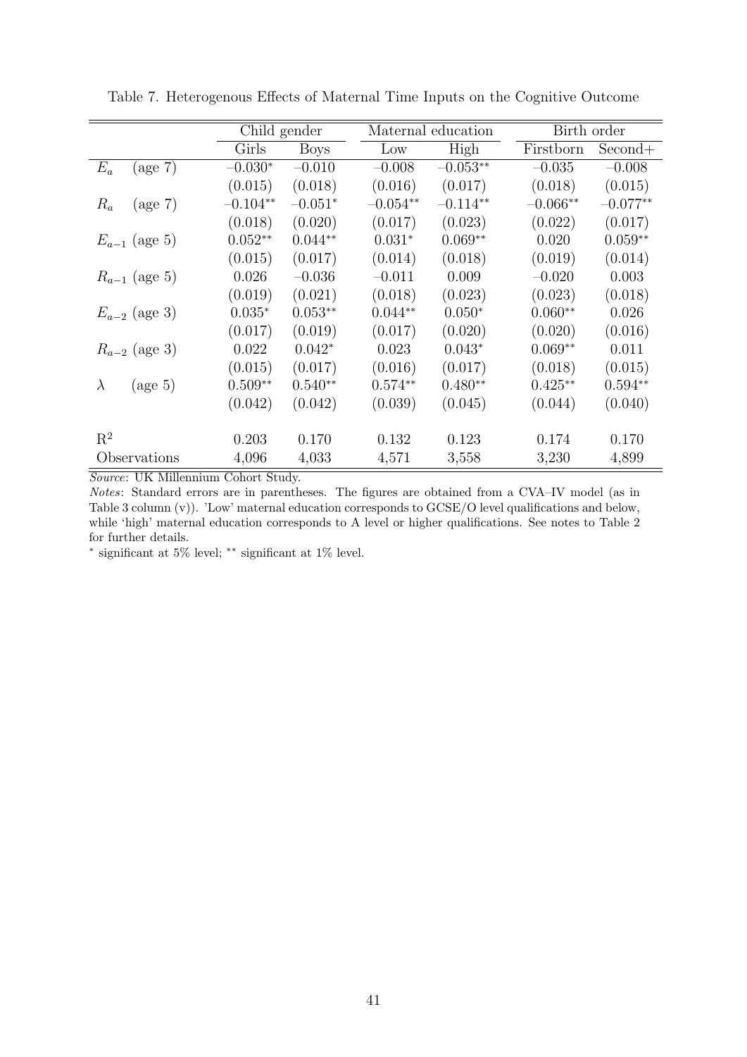Table 7. Heterogenous Effects of Maternal Time Inputs on the Cognitive Outcome

| | Child gender | | Maternal education | | Birth order | |
|---|---|---|---|---|---|---|
| | Girls | Boys | Low | High | Firstborn | Second+ |
| $E_a$ (age 7) | $-0.030^{*}$ | $-0.010$ | $-0.008$ | $-0.053^{**}$ | $-0.035$ | $-0.008$ |
| | (0.015) | (0.018) | (0.016) | (0.017) | (0.018) | (0.015) |
| $R_a$ (age 7) | $-0.104^{**}$ | $-0.051^{*}$ | $-0.054^{**}$ | $-0.114^{**}$ | $-0.066^{**}$ | $-0.077^{**}$ |
| | (0.018) | (0.020) | (0.017) | (0.023) | (0.022) | (0.017) |
| $E_{a-1}$ (age 5) | $0.052^{**}$ | $0.044^{**}$ | $0.031^{*}$ | $0.069^{**}$ | 0.020 | $0.059^{**}$ |
| | (0.015) | (0.017) | (0.014) | (0.018) | (0.019) | (0.014) |
| $R_{a-1}$ (age 5) | 0.026 | $-0.036$ | $-0.011$ | 0.009 | $-0.020$ | 0.003 |
| | (0.019) | (0.021) | (0.018) | (0.023) | (0.023) | (0.018) |
| $E_{a-2}$ (age 3) | $0.035^{*}$ | $0.053^{**}$ | $0.044^{**}$ | $0.050^{*}$ | $0.060^{**}$ | 0.026 |
| | (0.017) | (0.019) | (0.017) | (0.020) | (0.020) | (0.016) |
| $R_{a-2}$ (age 3) | 0.022 | $0.042^{*}$ | 0.023 | $0.043^{*}$ | $0.069^{**}$ | 0.011 |
| | (0.015) | (0.017) | (0.016) | (0.017) | (0.018) | (0.015) |
| $\lambda$ (age 5) | $0.509^{**}$ | $0.540^{**}$ | $0.574^{**}$ | $0.480^{**}$ | $0.425^{**}$ | $0.594^{**}$ |
| | (0.042) | (0.042) | (0.039) | (0.045) | (0.044) | (0.040) |
| $R^2$ | 0.203 | 0.170 | 0.132 | 0.123 | 0.174 | 0.170 |
| Observations | 4,096 | 4,033 | 4,571 | 3,558 | 3,230 | 4,899 |

*Source*: UK Millennium Cohort Study.

*Notes*: Standard errors are in parentheses. The figures are obtained from a CVA–IV model (as in Table 3 column (v)). 'Low' maternal education corresponds to GCSE/O level qualifications and below, while 'high' maternal education corresponds to A level or higher qualifications. See notes to Table 2 for further details.

$^{*}$ significant at 5% level; $^{**}$ significant at 1% level.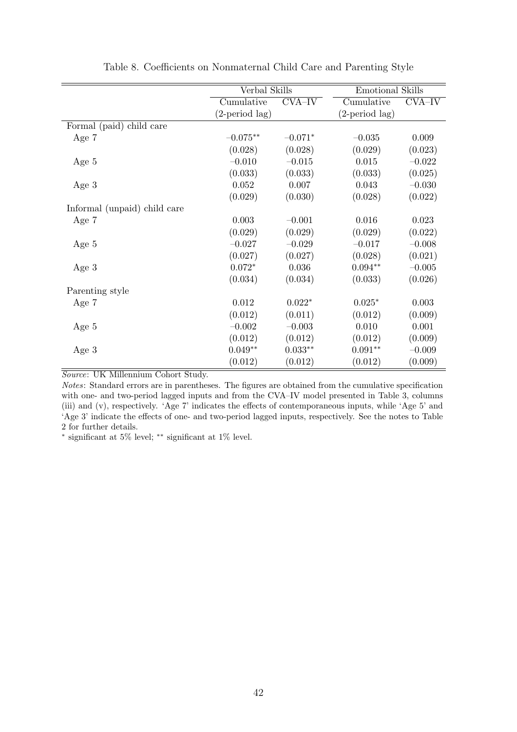Table 8. Coefficients on Nonmaternal Child Care and Parenting Style

| | Verbal Skills | | Emotional Skills | |
|---|---|---|---|---|
| | Cumulative (2-period lag) | CVA–IV | Cumulative (2-period lag) | CVA–IV |
| Formal (paid) child care | | | | |
| Age 7 | −0.075** | −0.071* | −0.035 | 0.009 |
| | (0.028) | (0.028) | (0.029) | (0.023) |
| Age 5 | −0.010 | −0.015 | 0.015 | −0.022 |
| | (0.033) | (0.033) | (0.033) | (0.025) |
| Age 3 | 0.052 | 0.007 | 0.043 | −0.030 |
| | (0.029) | (0.030) | (0.028) | (0.022) |
| Informal (unpaid) child care | | | | |
| Age 7 | 0.003 | −0.001 | 0.016 | 0.023 |
| | (0.029) | (0.029) | (0.029) | (0.022) |
| Age 5 | −0.027 | −0.029 | −0.017 | −0.008 |
| | (0.027) | (0.027) | (0.028) | (0.021) |
| Age 3 | 0.072* | 0.036 | 0.094** | −0.005 |
| | (0.034) | (0.034) | (0.033) | (0.026) |
| Parenting style | | | | |
| Age 7 | 0.012 | 0.022* | 0.025* | 0.003 |
| | (0.012) | (0.011) | (0.012) | (0.009) |
| Age 5 | −0.002 | −0.003 | 0.010 | 0.001 |
| | (0.012) | (0.012) | (0.012) | (0.009) |
| Age 3 | 0.049** | 0.033** | 0.091** | −0.009 |
| | (0.012) | (0.012) | (0.012) | (0.009) |

*Source*: UK Millennium Cohort Study.

*Notes*: Standard errors are in parentheses. The figures are obtained from the cumulative specification with one- and two-period lagged inputs and from the CVA–IV model presented in Table 3, columns (iii) and (v), respectively. 'Age 7' indicates the effects of contemporaneous inputs, while 'Age 5' and 'Age 3' indicate the effects of one- and two-period lagged inputs, respectively. See the notes to Table 2 for further details.

* significant at 5% level; ** significant at 1% level.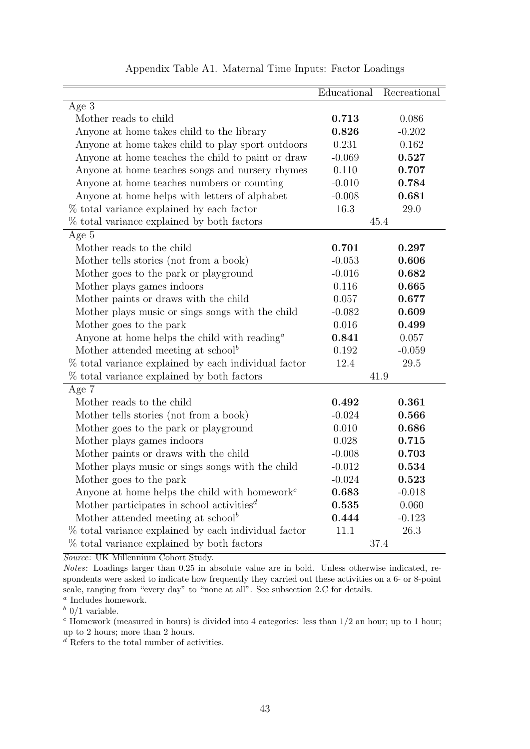Appendix Table A1. Maternal Time Inputs: Factor Loadings

| | Educational | Recreational |
|---|---|---|
| Age 3 | | |
| Mother reads to child | **0.713** | 0.086 |
| Anyone at home takes child to the library | **0.826** | -0.202 |
| Anyone at home takes child to play sport outdoors | 0.231 | 0.162 |
| Anyone at home teaches the child to paint or draw | -0.069 | **0.527** |
| Anyone at home teaches songs and nursery rhymes | 0.110 | **0.707** |
| Anyone at home teaches numbers or counting | -0.010 | **0.784** |
| Anyone at home helps with letters of alphabet | -0.008 | **0.681** |
| % total variance explained by each factor | 16.3 | 29.0 |
| % total variance explained by both factors | 45.4 | |
| Age 5 | | |
| Mother reads to the child | **0.701** | **0.297** |
| Mother tells stories (not from a book) | -0.053 | **0.606** |
| Mother goes to the park or playground | -0.016 | **0.682** |
| Mother plays games indoors | 0.116 | **0.665** |
| Mother paints or draws with the child | 0.057 | **0.677** |
| Mother plays music or sings songs with the child | -0.082 | **0.609** |
| Mother goes to the park | 0.016 | **0.499** |
| Anyone at home helps the child with reading[a] | **0.841** | 0.057 |
| Mother attended meeting at school[b] | 0.192 | -0.059 |
| % total variance explained by each individual factor | 12.4 | 29.5 |
| % total variance explained by both factors | 41.9 | |
| Age 7 | | |
| Mother reads to the child | **0.492** | **0.361** |
| Mother tells stories (not from a book) | -0.024 | **0.566** |
| Mother goes to the park or playground | 0.010 | **0.686** |
| Mother plays games indoors | 0.028 | **0.715** |
| Mother paints or draws with the child | -0.008 | **0.703** |
| Mother plays music or sings songs with the child | -0.012 | **0.534** |
| Mother goes to the park | -0.024 | **0.523** |
| Anyone at home helps the child with homework[c] | **0.683** | -0.018 |
| Mother participates in school activities[d] | **0.535** | 0.060 |
| Mother attended meeting at school[b] | **0.444** | -0.123 |
| % total variance explained by each individual factor | 11.1 | 26.3 |
| % total variance explained by both factors | 37.4 | |

*Source*: UK Millennium Cohort Study.

*Notes*: Loadings larger than 0.25 in absolute value are in bold. Unless otherwise indicated, respondents were asked to indicate how frequently they carried out these activities on a 6- or 8-point scale, ranging from "every day" to "none at all". See subsection 2.C for details.

[a] Includes homework.

[b] 0/1 variable.

[c] Homework (measured in hours) is divided into 4 categories: less than 1/2 an hour; up to 1 hour; up to 2 hours; more than 2 hours.

[d] Refers to the total number of activities.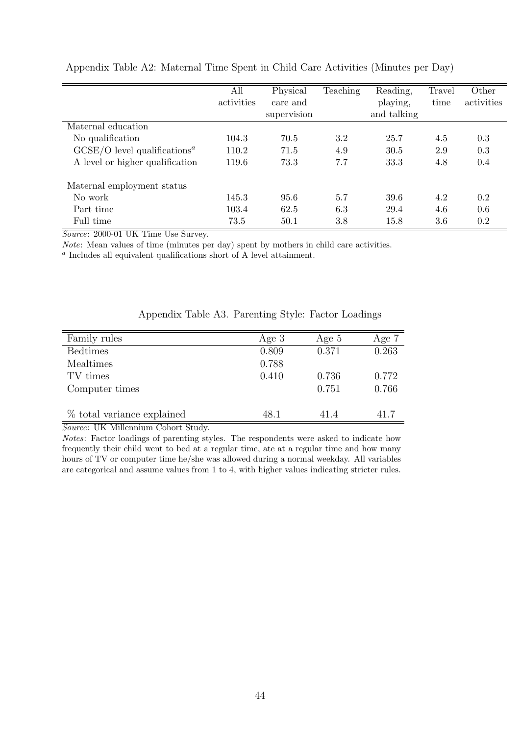Appendix Table A2: Maternal Time Spent in Child Care Activities (Minutes per Day)

| | All activities | Physical care and supervision | Teaching | Reading, playing, and talking | Travel time | Other activities |
|---|---|---|---|---|---|---|
| Maternal education | | | | | | |
| No qualification | 104.3 | 70.5 | 3.2 | 25.7 | 4.5 | 0.3 |
| GCSE/O level qualifications[a] | 110.2 | 71.5 | 4.9 | 30.5 | 2.9 | 0.3 |
| A level or higher qualification | 119.6 | 73.3 | 7.7 | 33.3 | 4.8 | 0.4 |
| Maternal employment status | | | | | | |
| No work | 145.3 | 95.6 | 5.7 | 39.6 | 4.2 | 0.2 |
| Part time | 103.4 | 62.5 | 6.3 | 29.4 | 4.6 | 0.6 |
| Full time | 73.5 | 50.1 | 3.8 | 15.8 | 3.6 | 0.2 |

*Source*: 2000-01 UK Time Use Survey.

*Note*: Mean values of time (minutes per day) spent by mothers in child care activities.

[a] Includes all equivalent qualifications short of A level attainment.

Appendix Table A3. Parenting Style: Factor Loadings

| Family rules | Age 3 | Age 5 | Age 7 |
|---|---|---|---|
| Bedtimes | 0.809 | 0.371 | 0.263 |
| Mealtimes | 0.788 | | |
| TV times | 0.410 | 0.736 | 0.772 |
| Computer times | | 0.751 | 0.766 |
| % total variance explained | 48.1 | 41.4 | 41.7 |

*Source*: UK Millennium Cohort Study.

*Notes*: Factor loadings of parenting styles. The respondents were asked to indicate how frequently their child went to bed at a regular time, ate at a regular time and how many hours of TV or computer time he/she was allowed during a normal weekday. All variables are categorical and assume values from 1 to 4, with higher values indicating stricter rules.